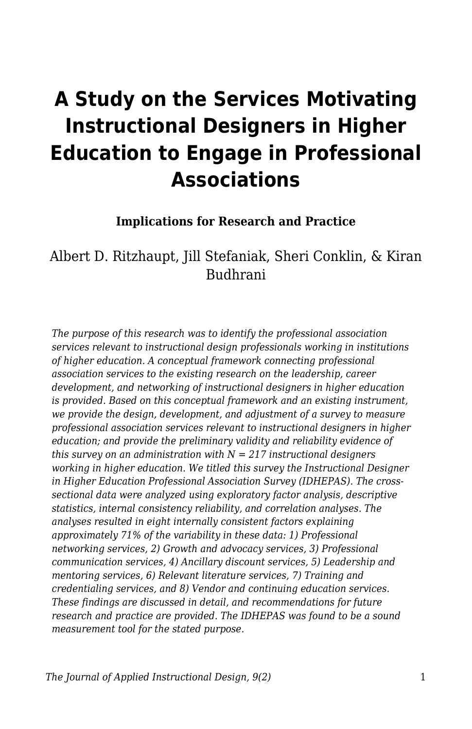# A Study on the Services Motivating Instructional Designers in Higher Education to Engage in Professional Associations

**Implications for Research and Practice**

Albert D. Ritzhaupt, Jill Stefaniak, Sheri Conklin, & Kiran Budhrani

*The purpose of this research was to identify the professional association services relevant to instructional design professionals working in institutions of higher education. A conceptual framework connecting professional association services to the existing research on the leadership, career development, and networking of instructional designers in higher education is provided. Based on this conceptual framework and an existing instrument, we provide the design, development, and adjustment of a survey to measure professional association services relevant to instructional designers in higher education; and provide the preliminary validity and reliability evidence of this survey on an administration with $N = 217$ instructional designers working in higher education. We titled this survey the Instructional Designer in Higher Education Professional Association Survey (IDHEPAS). The cross-sectional data were analyzed using exploratory factor analysis, descriptive statistics, internal consistency reliability, and correlation analyses. The analyses resulted in eight internally consistent factors explaining approximately 71% of the variability in these data: 1) Professional networking services, 2) Growth and advocacy services, 3) Professional communication services, 4) Ancillary discount services, 5) Leadership and mentoring services, 6) Relevant literature services, 7) Training and credentialing services, and 8) Vendor and continuing education services. These findings are discussed in detail, and recommendations for future research and practice are provided. The IDHEPAS was found to be a sound measurement tool for the stated purpose.*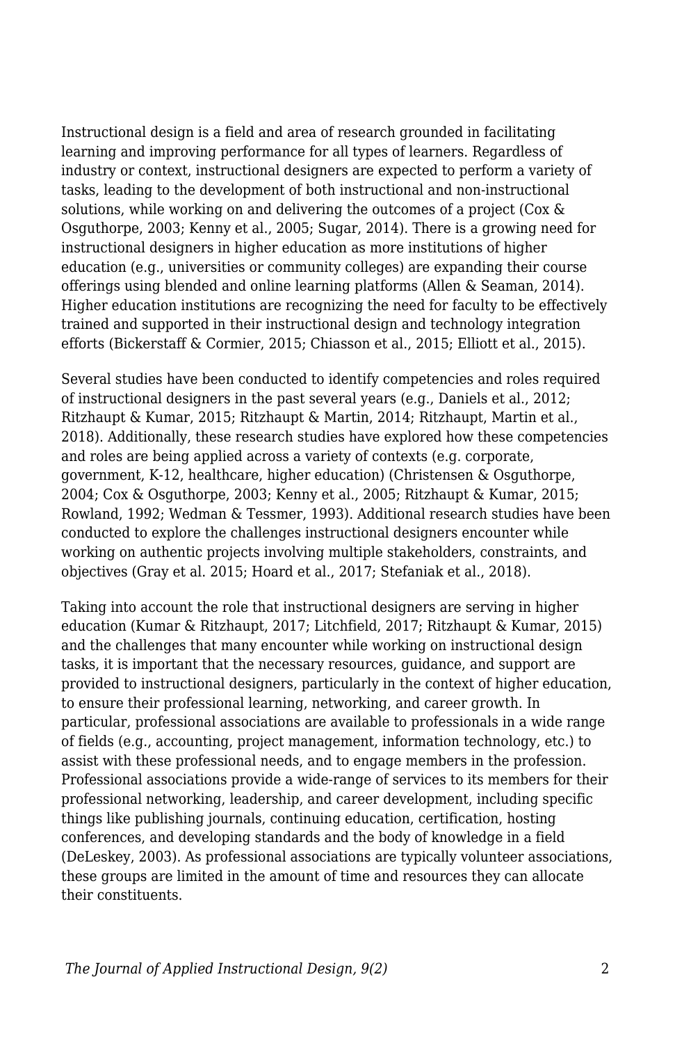Instructional design is a field and area of research grounded in facilitating learning and improving performance for all types of learners. Regardless of industry or context, instructional designers are expected to perform a variety of tasks, leading to the development of both instructional and non-instructional solutions, while working on and delivering the outcomes of a project (Cox & Osguthorpe, 2003; Kenny et al., 2005; Sugar, 2014). There is a growing need for instructional designers in higher education as more institutions of higher education (e.g., universities or community colleges) are expanding their course offerings using blended and online learning platforms (Allen & Seaman, 2014). Higher education institutions are recognizing the need for faculty to be effectively trained and supported in their instructional design and technology integration efforts (Bickerstaff & Cormier, 2015; Chiasson et al., 2015; Elliott et al., 2015).

Several studies have been conducted to identify competencies and roles required of instructional designers in the past several years (e.g., Daniels et al., 2012; Ritzhaupt & Kumar, 2015; Ritzhaupt & Martin, 2014; Ritzhaupt, Martin et al., 2018). Additionally, these research studies have explored how these competencies and roles are being applied across a variety of contexts (e.g. corporate, government, K-12, healthcare, higher education) (Christensen & Osguthorpe, 2004; Cox & Osguthorpe, 2003; Kenny et al., 2005; Ritzhaupt & Kumar, 2015; Rowland, 1992; Wedman & Tessmer, 1993). Additional research studies have been conducted to explore the challenges instructional designers encounter while working on authentic projects involving multiple stakeholders, constraints, and objectives (Gray et al. 2015; Hoard et al., 2017; Stefaniak et al., 2018).

Taking into account the role that instructional designers are serving in higher education (Kumar & Ritzhaupt, 2017; Litchfield, 2017; Ritzhaupt & Kumar, 2015) and the challenges that many encounter while working on instructional design tasks, it is important that the necessary resources, guidance, and support are provided to instructional designers, particularly in the context of higher education, to ensure their professional learning, networking, and career growth. In particular, professional associations are available to professionals in a wide range of fields (e.g., accounting, project management, information technology, etc.) to assist with these professional needs, and to engage members in the profession. Professional associations provide a wide-range of services to its members for their professional networking, leadership, and career development, including specific things like publishing journals, continuing education, certification, hosting conferences, and developing standards and the body of knowledge in a field (DeLeskey, 2003). As professional associations are typically volunteer associations, these groups are limited in the amount of time and resources they can allocate their constituents.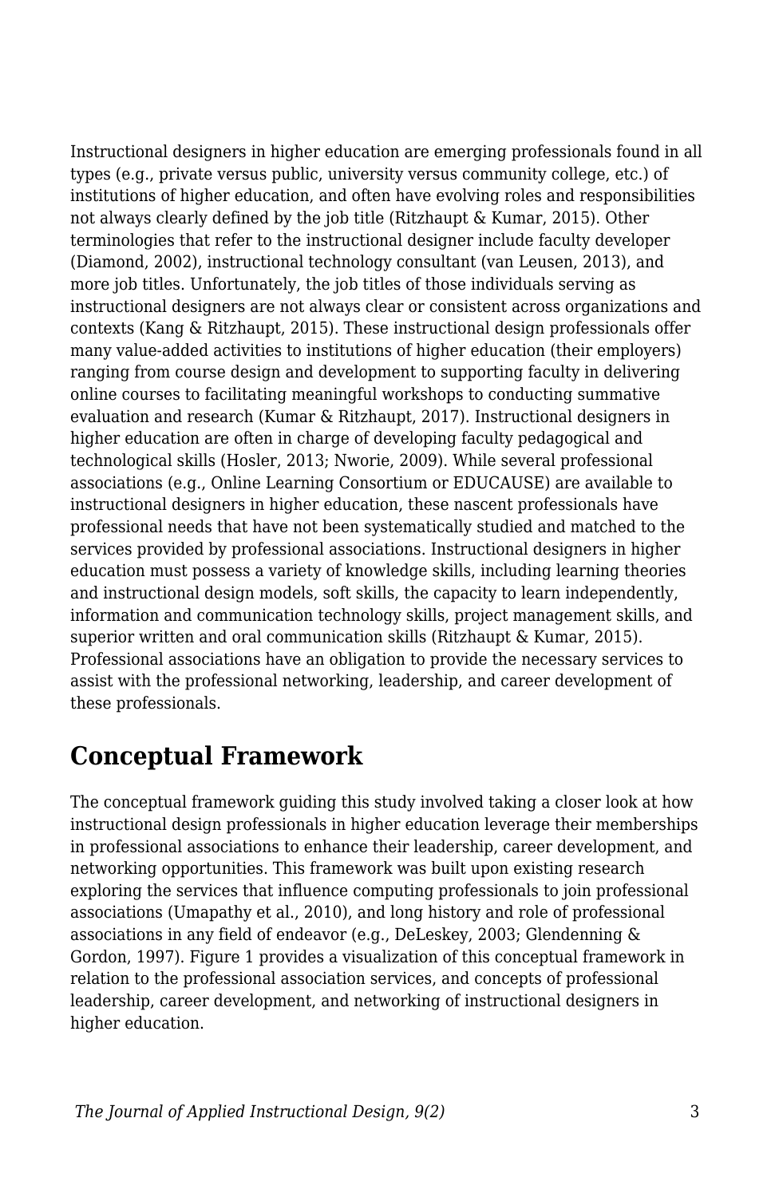Instructional designers in higher education are emerging professionals found in all types (e.g., private versus public, university versus community college, etc.) of institutions of higher education, and often have evolving roles and responsibilities not always clearly defined by the job title (Ritzhaupt & Kumar, 2015). Other terminologies that refer to the instructional designer include faculty developer (Diamond, 2002), instructional technology consultant (van Leusen, 2013), and more job titles. Unfortunately, the job titles of those individuals serving as instructional designers are not always clear or consistent across organizations and contexts (Kang & Ritzhaupt, 2015). These instructional design professionals offer many value-added activities to institutions of higher education (their employers) ranging from course design and development to supporting faculty in delivering online courses to facilitating meaningful workshops to conducting summative evaluation and research (Kumar & Ritzhaupt, 2017). Instructional designers in higher education are often in charge of developing faculty pedagogical and technological skills (Hosler, 2013; Nworie, 2009). While several professional associations (e.g., Online Learning Consortium or EDUCAUSE) are available to instructional designers in higher education, these nascent professionals have professional needs that have not been systematically studied and matched to the services provided by professional associations. Instructional designers in higher education must possess a variety of knowledge skills, including learning theories and instructional design models, soft skills, the capacity to learn independently, information and communication technology skills, project management skills, and superior written and oral communication skills (Ritzhaupt & Kumar, 2015). Professional associations have an obligation to provide the necessary services to assist with the professional networking, leadership, and career development of these professionals.

## Conceptual Framework

The conceptual framework guiding this study involved taking a closer look at how instructional design professionals in higher education leverage their memberships in professional associations to enhance their leadership, career development, and networking opportunities. This framework was built upon existing research exploring the services that influence computing professionals to join professional associations (Umapathy et al., 2010), and long history and role of professional associations in any field of endeavor (e.g., DeLeskey, 2003; Glendenning & Gordon, 1997). Figure 1 provides a visualization of this conceptual framework in relation to the professional association services, and concepts of professional leadership, career development, and networking of instructional designers in higher education.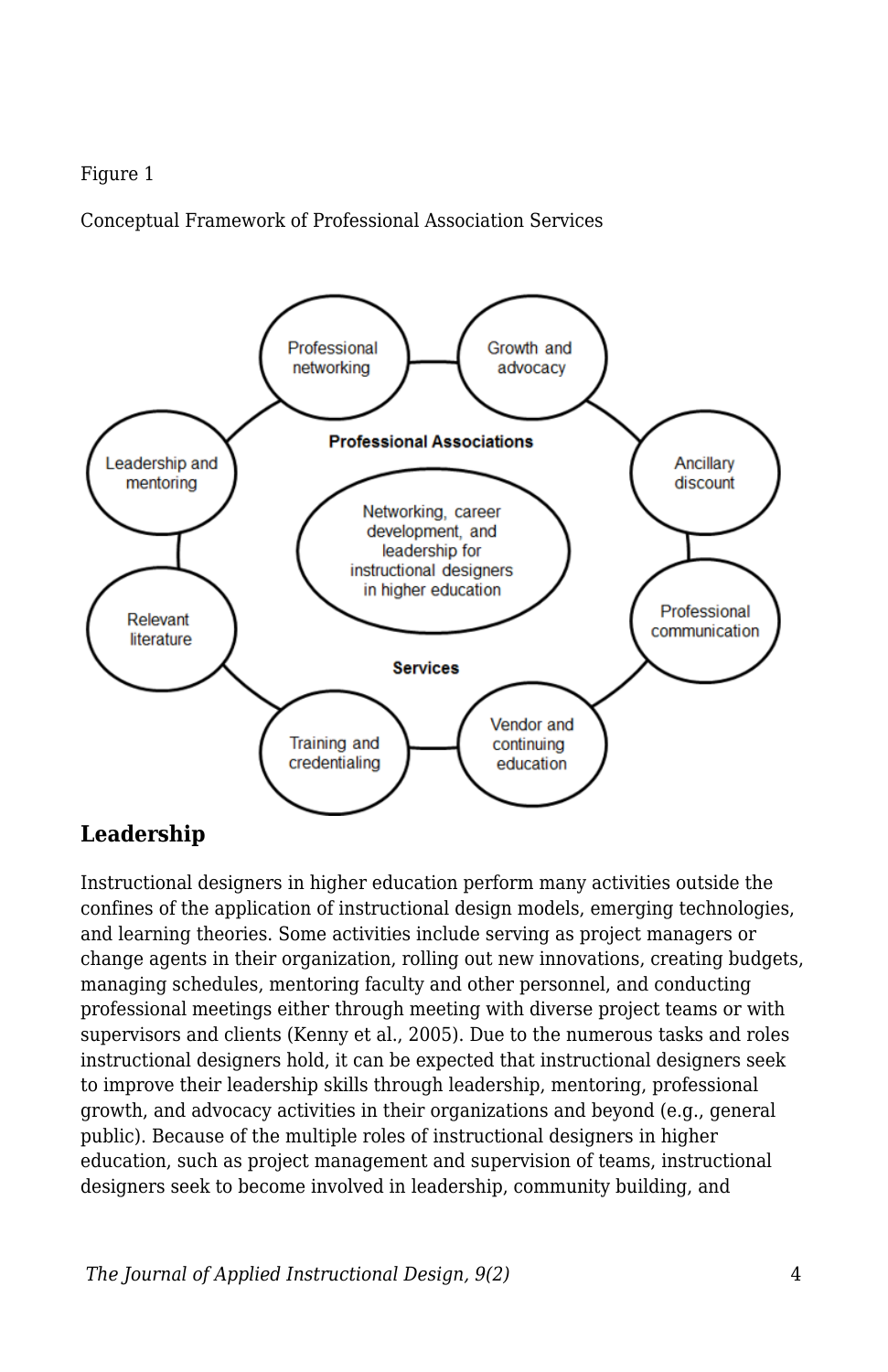Figure 1

Conceptual Framework of Professional Association Services

Professional networking

Growth and advocacy

Leadership and mentoring

Professional Associations

Ancillary discount

Networking, career development, and leadership for instructional designers in higher education

Relevant literature

Professional communication

Services

Training and credentialing

Vendor and continuing education

## Leadership

Instructional designers in higher education perform many activities outside the confines of the application of instructional design models, emerging technologies, and learning theories. Some activities include serving as project managers or change agents in their organization, rolling out new innovations, creating budgets, managing schedules, mentoring faculty and other personnel, and conducting professional meetings either through meeting with diverse project teams or with supervisors and clients (Kenny et al., 2005). Due to the numerous tasks and roles instructional designers hold, it can be expected that instructional designers seek to improve their leadership skills through leadership, mentoring, professional growth, and advocacy activities in their organizations and beyond (e.g., general public). Because of the multiple roles of instructional designers in higher education, such as project management and supervision of teams, instructional designers seek to become involved in leadership, community building, and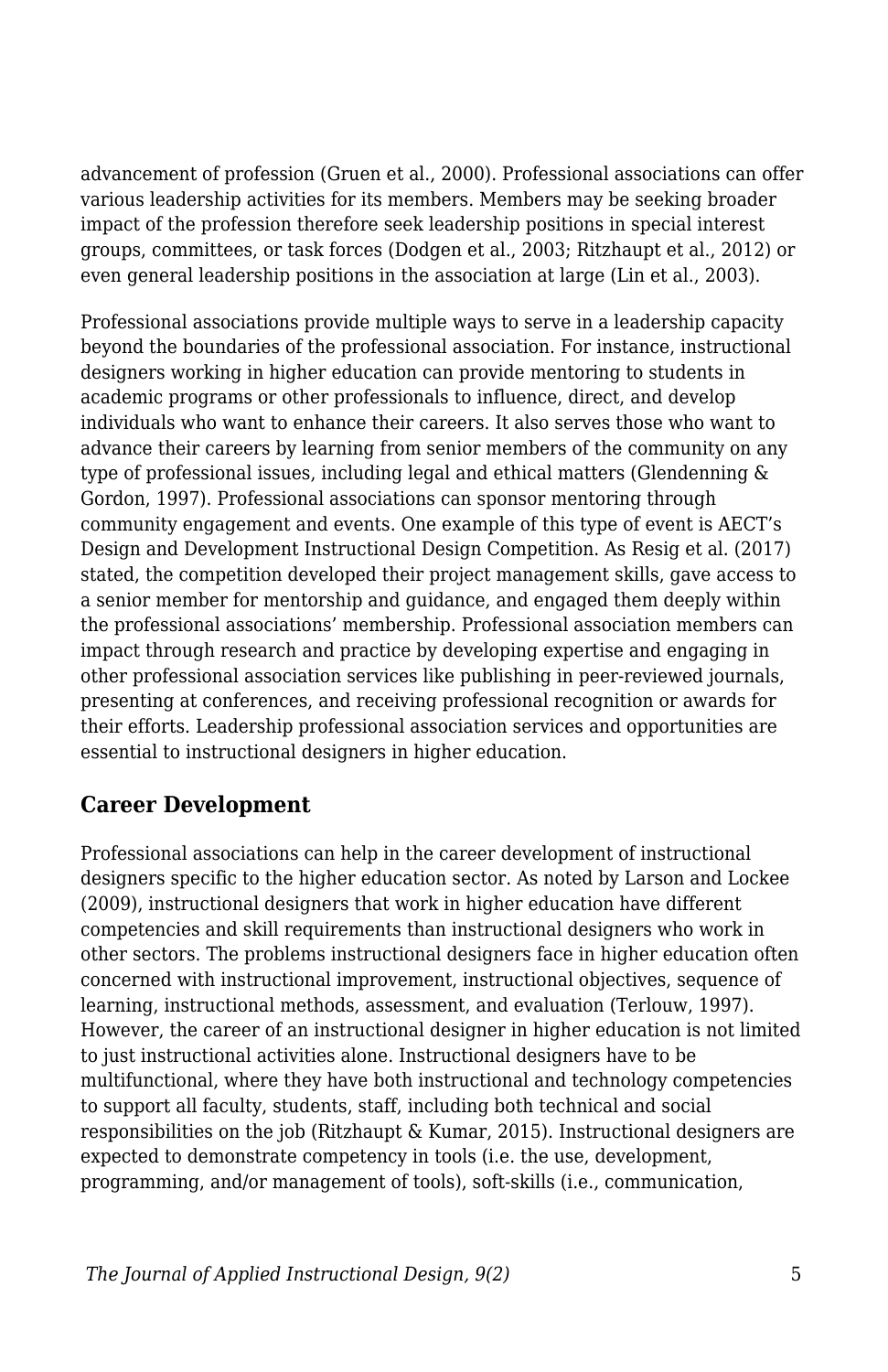advancement of profession (Gruen et al., 2000). Professional associations can offer various leadership activities for its members. Members may be seeking broader impact of the profession therefore seek leadership positions in special interest groups, committees, or task forces (Dodgen et al., 2003; Ritzhaupt et al., 2012) or even general leadership positions in the association at large (Lin et al., 2003).

Professional associations provide multiple ways to serve in a leadership capacity beyond the boundaries of the professional association. For instance, instructional designers working in higher education can provide mentoring to students in academic programs or other professionals to influence, direct, and develop individuals who want to enhance their careers. It also serves those who want to advance their careers by learning from senior members of the community on any type of professional issues, including legal and ethical matters (Glendenning & Gordon, 1997). Professional associations can sponsor mentoring through community engagement and events. One example of this type of event is AECT's Design and Development Instructional Design Competition. As Resig et al. (2017) stated, the competition developed their project management skills, gave access to a senior member for mentorship and guidance, and engaged them deeply within the professional associations' membership. Professional association members can impact through research and practice by developing expertise and engaging in other professional association services like publishing in peer-reviewed journals, presenting at conferences, and receiving professional recognition or awards for their efforts. Leadership professional association services and opportunities are essential to instructional designers in higher education.

## Career Development

Professional associations can help in the career development of instructional designers specific to the higher education sector. As noted by Larson and Lockee (2009), instructional designers that work in higher education have different competencies and skill requirements than instructional designers who work in other sectors. The problems instructional designers face in higher education often concerned with instructional improvement, instructional objectives, sequence of learning, instructional methods, assessment, and evaluation (Terlouw, 1997). However, the career of an instructional designer in higher education is not limited to just instructional activities alone. Instructional designers have to be multifunctional, where they have both instructional and technology competencies to support all faculty, students, staff, including both technical and social responsibilities on the job (Ritzhaupt & Kumar, 2015). Instructional designers are expected to demonstrate competency in tools (i.e. the use, development, programming, and/or management of tools), soft-skills (i.e., communication,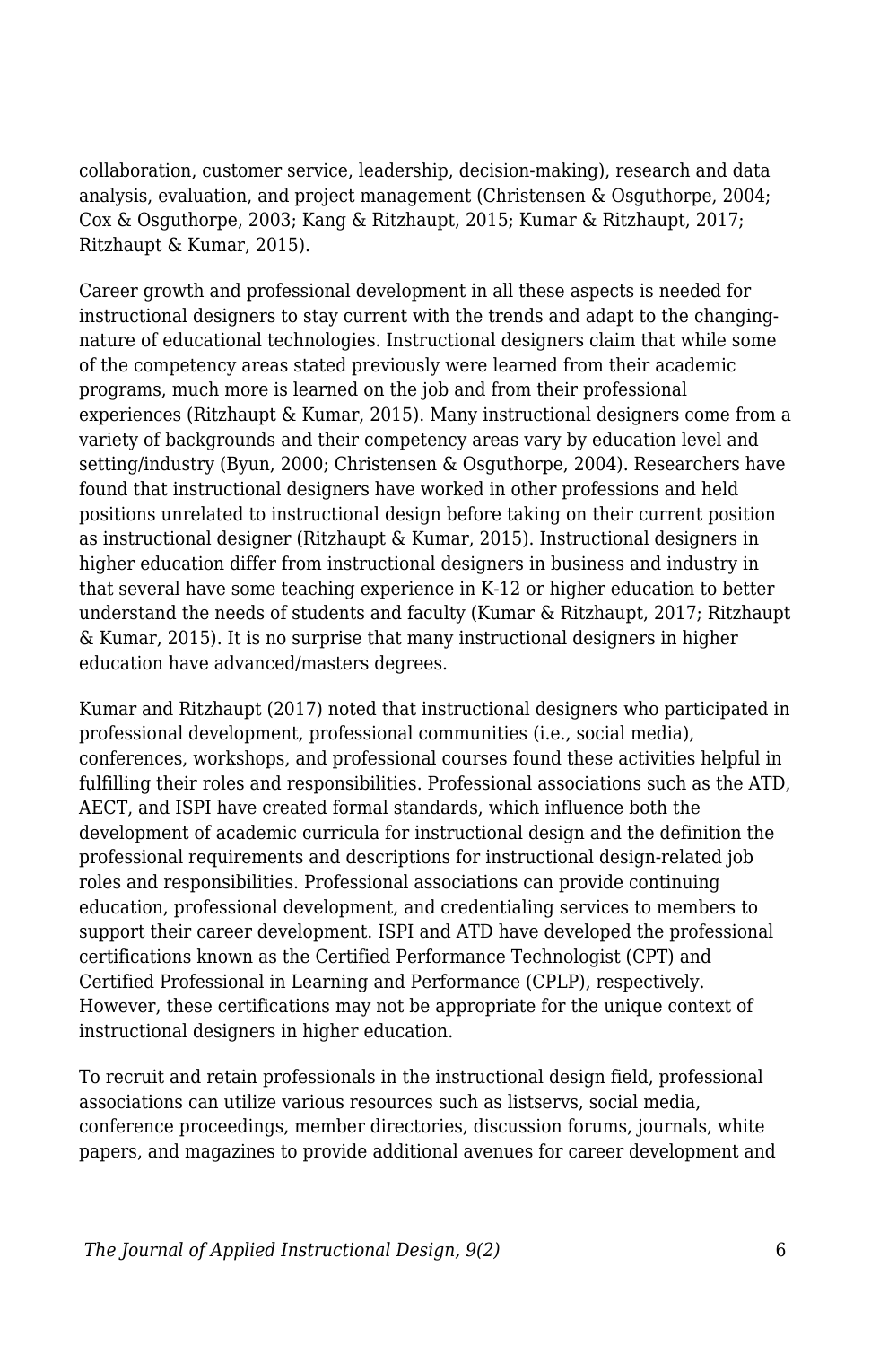collaboration, customer service, leadership, decision-making), research and data analysis, evaluation, and project management (Christensen & Osguthorpe, 2004; Cox & Osguthorpe, 2003; Kang & Ritzhaupt, 2015; Kumar & Ritzhaupt, 2017; Ritzhaupt & Kumar, 2015).

Career growth and professional development in all these aspects is needed for instructional designers to stay current with the trends and adapt to the changing-nature of educational technologies. Instructional designers claim that while some of the competency areas stated previously were learned from their academic programs, much more is learned on the job and from their professional experiences (Ritzhaupt & Kumar, 2015). Many instructional designers come from a variety of backgrounds and their competency areas vary by education level and setting/industry (Byun, 2000; Christensen & Osguthorpe, 2004). Researchers have found that instructional designers have worked in other professions and held positions unrelated to instructional design before taking on their current position as instructional designer (Ritzhaupt & Kumar, 2015). Instructional designers in higher education differ from instructional designers in business and industry in that several have some teaching experience in K-12 or higher education to better understand the needs of students and faculty (Kumar & Ritzhaupt, 2017; Ritzhaupt & Kumar, 2015). It is no surprise that many instructional designers in higher education have advanced/masters degrees.

Kumar and Ritzhaupt (2017) noted that instructional designers who participated in professional development, professional communities (i.e., social media), conferences, workshops, and professional courses found these activities helpful in fulfilling their roles and responsibilities. Professional associations such as the ATD, AECT, and ISPI have created formal standards, which influence both the development of academic curricula for instructional design and the definition the professional requirements and descriptions for instructional design-related job roles and responsibilities. Professional associations can provide continuing education, professional development, and credentialing services to members to support their career development. ISPI and ATD have developed the professional certifications known as the Certified Performance Technologist (CPT) and Certified Professional in Learning and Performance (CPLP), respectively. However, these certifications may not be appropriate for the unique context of instructional designers in higher education.

To recruit and retain professionals in the instructional design field, professional associations can utilize various resources such as listservs, social media, conference proceedings, member directories, discussion forums, journals, white papers, and magazines to provide additional avenues for career development and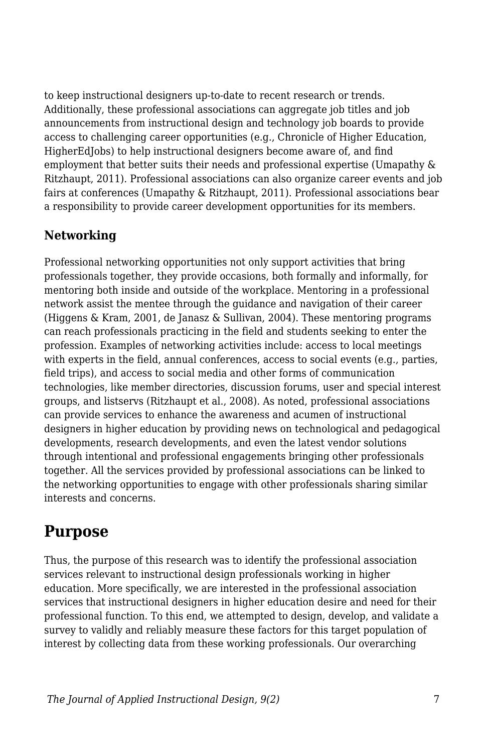to keep instructional designers up-to-date to recent research or trends. Additionally, these professional associations can aggregate job titles and job announcements from instructional design and technology job boards to provide access to challenging career opportunities (e.g., Chronicle of Higher Education, HigherEdJobs) to help instructional designers become aware of, and find employment that better suits their needs and professional expertise (Umapathy & Ritzhaupt, 2011). Professional associations can also organize career events and job fairs at conferences (Umapathy & Ritzhaupt, 2011). Professional associations bear a responsibility to provide career development opportunities for its members.

### Networking

Professional networking opportunities not only support activities that bring professionals together, they provide occasions, both formally and informally, for mentoring both inside and outside of the workplace. Mentoring in a professional network assist the mentee through the guidance and navigation of their career (Higgens & Kram, 2001, de Janasz & Sullivan, 2004). These mentoring programs can reach professionals practicing in the field and students seeking to enter the profession. Examples of networking activities include: access to local meetings with experts in the field, annual conferences, access to social events (e.g., parties, field trips), and access to social media and other forms of communication technologies, like member directories, discussion forums, user and special interest groups, and listservs (Ritzhaupt et al., 2008). As noted, professional associations can provide services to enhance the awareness and acumen of instructional designers in higher education by providing news on technological and pedagogical developments, research developments, and even the latest vendor solutions through intentional and professional engagements bringing other professionals together. All the services provided by professional associations can be linked to the networking opportunities to engage with other professionals sharing similar interests and concerns.

## Purpose

Thus, the purpose of this research was to identify the professional association services relevant to instructional design professionals working in higher education. More specifically, we are interested in the professional association services that instructional designers in higher education desire and need for their professional function. To this end, we attempted to design, develop, and validate a survey to validly and reliably measure these factors for this target population of interest by collecting data from these working professionals. Our overarching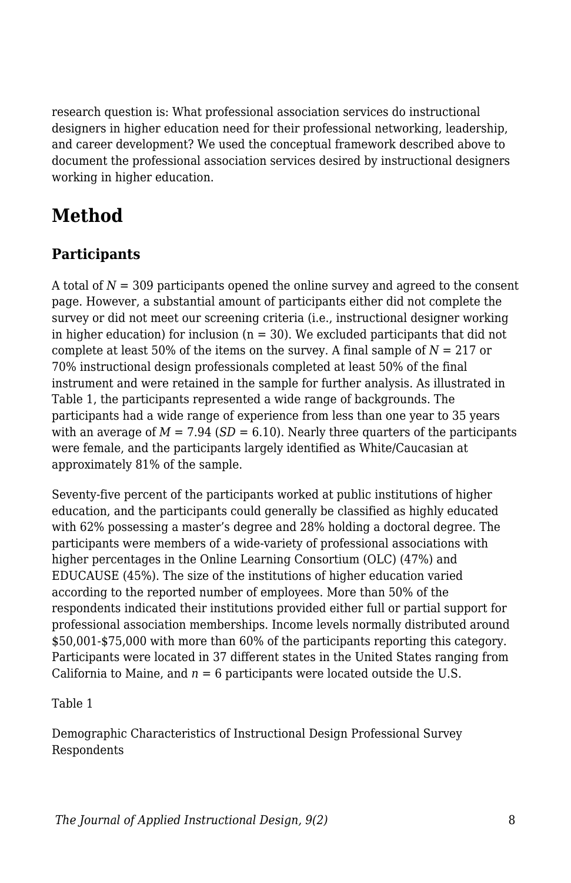research question is: What professional association services do instructional designers in higher education need for their professional networking, leadership, and career development? We used the conceptual framework described above to document the professional association services desired by instructional designers working in higher education.

# Method

## Participants

A total of $N$ = 309 participants opened the online survey and agreed to the consent page. However, a substantial amount of participants either did not complete the survey or did not meet our screening criteria (i.e., instructional designer working in higher education) for inclusion (n = 30). We excluded participants that did not complete at least 50% of the items on the survey. A final sample of $N$ = 217 or 70% instructional design professionals completed at least 50% of the final instrument and were retained in the sample for further analysis. As illustrated in Table 1, the participants represented a wide range of backgrounds. The participants had a wide range of experience from less than one year to 35 years with an average of $M$ = 7.94 ($SD$ = 6.10). Nearly three quarters of the participants were female, and the participants largely identified as White/Caucasian at approximately 81% of the sample.

Seventy-five percent of the participants worked at public institutions of higher education, and the participants could generally be classified as highly educated with 62% possessing a master's degree and 28% holding a doctoral degree. The participants were members of a wide-variety of professional associations with higher percentages in the Online Learning Consortium (OLC) (47%) and EDUCAUSE (45%). The size of the institutions of higher education varied according to the reported number of employees. More than 50% of the respondents indicated their institutions provided either full or partial support for professional association memberships. Income levels normally distributed around $50,001-$75,000 with more than 60% of the participants reporting this category. Participants were located in 37 different states in the United States ranging from California to Maine, and $n$ = 6 participants were located outside the U.S.

Table 1

Demographic Characteristics of Instructional Design Professional Survey Respondents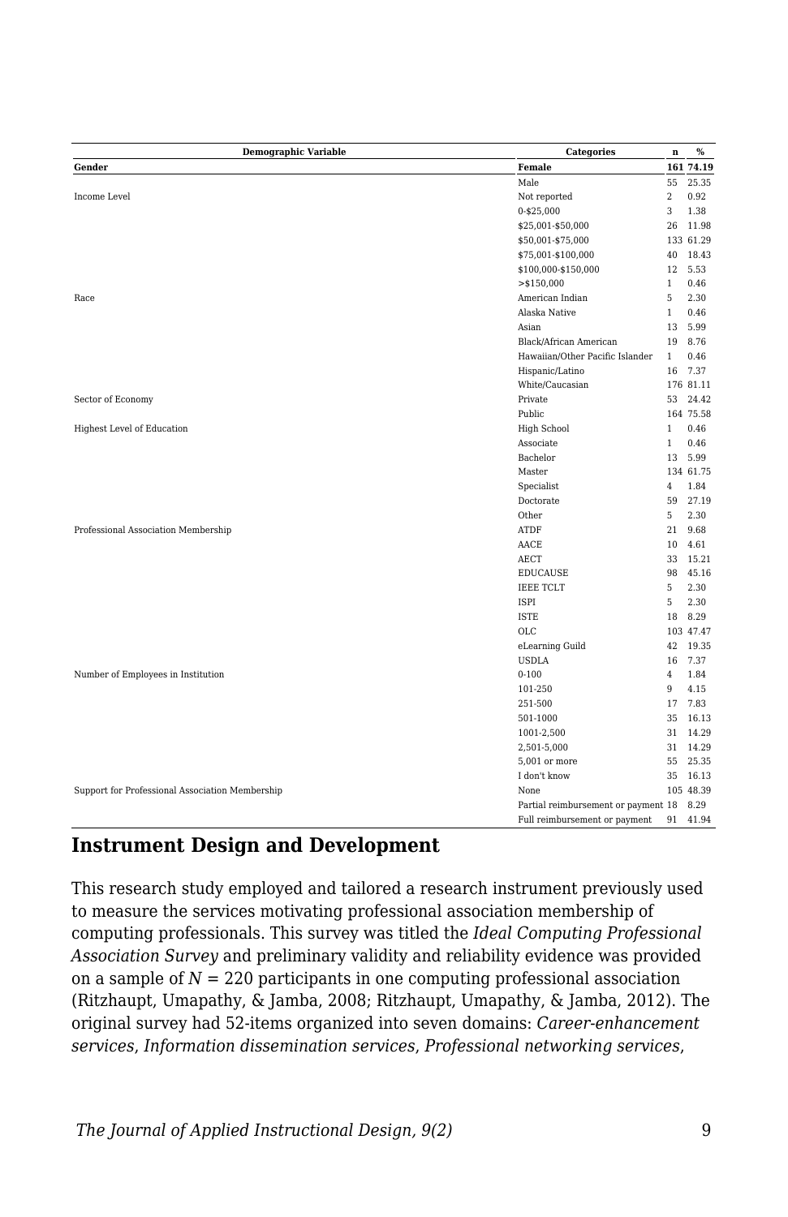| Demographic Variable | Categories | n | % |
|---|---|---|---|
| **Gender** | **Female** | **161** | **74.19** |
| | Male | 55 | 25.35 |
| Income Level | Not reported | 2 | 0.92 |
| | 0-$25,000 | 3 | 1.38 |
| | $25,001-$50,000 | 26 | 11.98 |
| | $50,001-$75,000 | 133 | 61.29 |
| | $75,001-$100,000 | 40 | 18.43 |
| | $100,000-$150,000 | 12 | 5.53 |
| | >$150,000 | 1 | 0.46 |
| Race | American Indian | 5 | 2.30 |
| | Alaska Native | 1 | 0.46 |
| | Asian | 13 | 5.99 |
| | Black/African American | 19 | 8.76 |
| | Hawaiian/Other Pacific Islander | 1 | 0.46 |
| | Hispanic/Latino | 16 | 7.37 |
| | White/Caucasian | 176 | 81.11 |
| Sector of Economy | Private | 53 | 24.42 |
| | Public | 164 | 75.58 |
| Highest Level of Education | High School | 1 | 0.46 |
| | Associate | 1 | 0.46 |
| | Bachelor | 13 | 5.99 |
| | Master | 134 | 61.75 |
| | Specialist | 4 | 1.84 |
| | Doctorate | 59 | 27.19 |
| | Other | 5 | 2.30 |
| Professional Association Membership | ATDF | 21 | 9.68 |
| | AACE | 10 | 4.61 |
| | AECT | 33 | 15.21 |
| | EDUCAUSE | 98 | 45.16 |
| | IEEE TCLT | 5 | 2.30 |
| | ISPI | 5 | 2.30 |
| | ISTE | 18 | 8.29 |
| | OLC | 103 | 47.47 |
| | eLearning Guild | 42 | 19.35 |
| | USDLA | 16 | 7.37 |
| Number of Employees in Institution | 0-100 | 4 | 1.84 |
| | 101-250 | 9 | 4.15 |
| | 251-500 | 17 | 7.83 |
| | 501-1000 | 35 | 16.13 |
| | 1001-2,500 | 31 | 14.29 |
| | 2,501-5,000 | 31 | 14.29 |
| | 5,001 or more | 55 | 25.35 |
| | I don't know | 35 | 16.13 |
| Support for Professional Association Membership | None | 105 | 48.39 |
| | Partial reimbursement or payment | 18 | 8.29 |
| | Full reimbursement or payment | 91 | 41.94 |

## Instrument Design and Development

This research study employed and tailored a research instrument previously used to measure the services motivating professional association membership of computing professionals. This survey was titled the *Ideal Computing Professional Association Survey* and preliminary validity and reliability evidence was provided on a sample of $N = 220$ participants in one computing professional association (Ritzhaupt, Umapathy, & Jamba, 2008; Ritzhaupt, Umapathy, & Jamba, 2012). The original survey had 52-items organized into seven domains: *Career-enhancement services*, *Information dissemination services*, *Professional networking services*,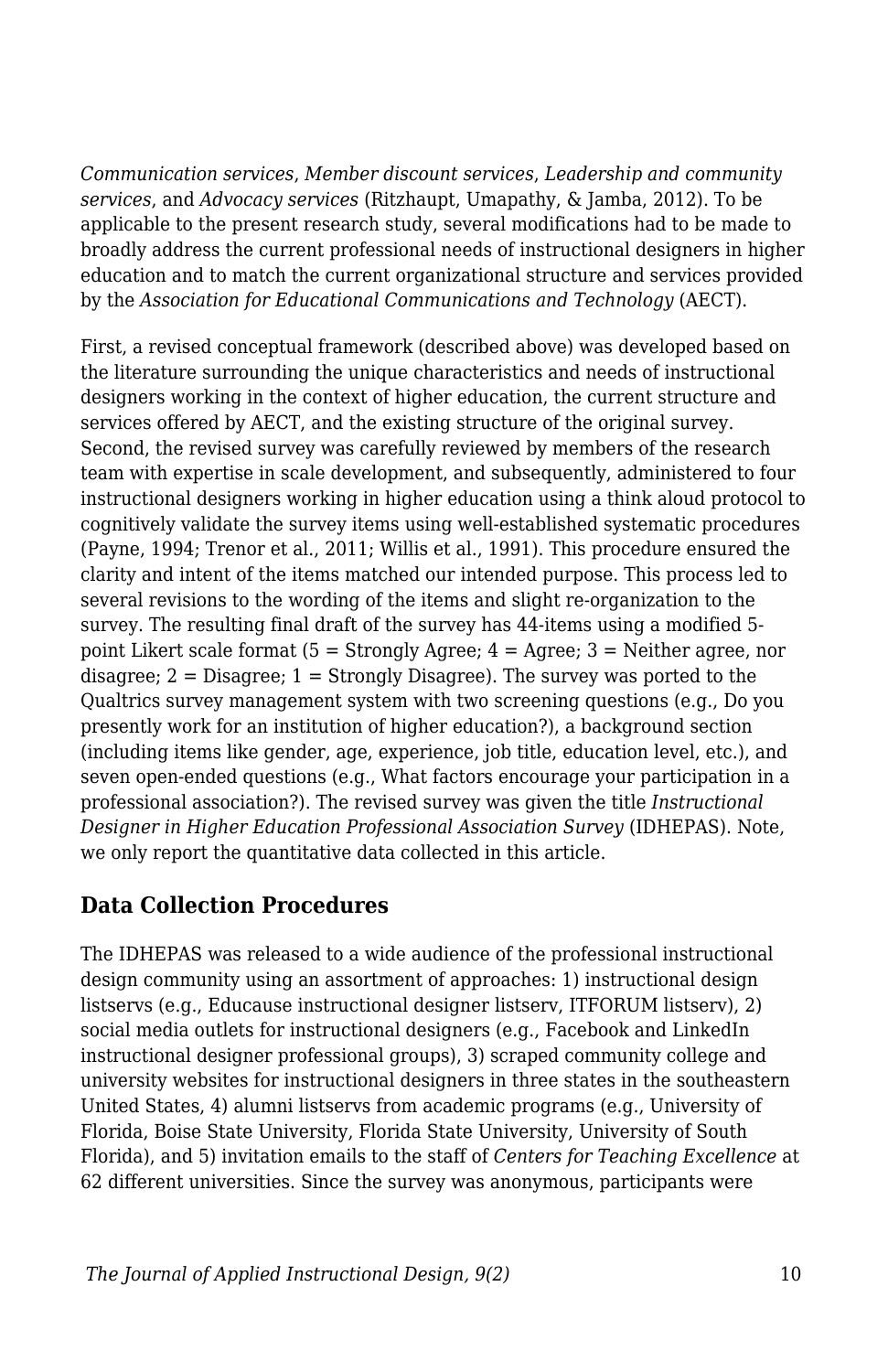*Communication services*, *Member discount services*, *Leadership and community services*, and *Advocacy services* (Ritzhaupt, Umapathy, & Jamba, 2012). To be applicable to the present research study, several modifications had to be made to broadly address the current professional needs of instructional designers in higher education and to match the current organizational structure and services provided by the *Association for Educational Communications and Technology* (AECT).

First, a revised conceptual framework (described above) was developed based on the literature surrounding the unique characteristics and needs of instructional designers working in the context of higher education, the current structure and services offered by AECT, and the existing structure of the original survey. Second, the revised survey was carefully reviewed by members of the research team with expertise in scale development, and subsequently, administered to four instructional designers working in higher education using a think aloud protocol to cognitively validate the survey items using well-established systematic procedures (Payne, 1994; Trenor et al., 2011; Willis et al., 1991). This procedure ensured the clarity and intent of the items matched our intended purpose. This process led to several revisions to the wording of the items and slight re-organization to the survey. The resulting final draft of the survey has 44-items using a modified 5-point Likert scale format (5 = Strongly Agree; 4 = Agree; 3 = Neither agree, nor disagree; 2 = Disagree; 1 = Strongly Disagree). The survey was ported to the Qualtrics survey management system with two screening questions (e.g., Do you presently work for an institution of higher education?), a background section (including items like gender, age, experience, job title, education level, etc.), and seven open-ended questions (e.g., What factors encourage your participation in a professional association?). The revised survey was given the title *Instructional Designer in Higher Education Professional Association Survey* (IDHEPAS). Note, we only report the quantitative data collected in this article.

## Data Collection Procedures

The IDHEPAS was released to a wide audience of the professional instructional design community using an assortment of approaches: 1) instructional design listservs (e.g., Educause instructional designer listserv, ITFORUM listserv), 2) social media outlets for instructional designers (e.g., Facebook and LinkedIn instructional designer professional groups), 3) scraped community college and university websites for instructional designers in three states in the southeastern United States, 4) alumni listservs from academic programs (e.g., University of Florida, Boise State University, Florida State University, University of South Florida), and 5) invitation emails to the staff of *Centers for Teaching Excellence* at 62 different universities. Since the survey was anonymous, participants were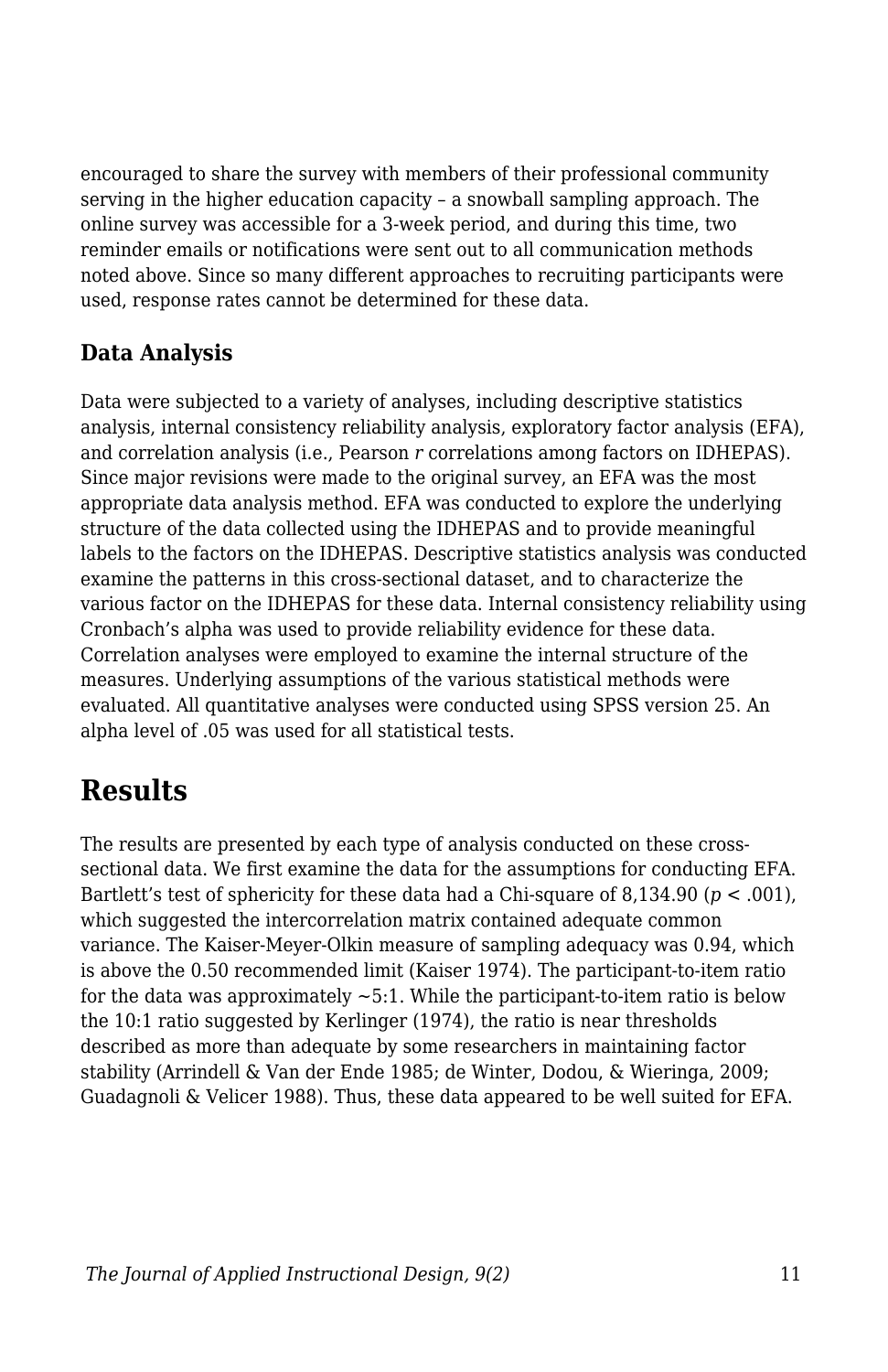encouraged to share the survey with members of their professional community serving in the higher education capacity – a snowball sampling approach. The online survey was accessible for a 3-week period, and during this time, two reminder emails or notifications were sent out to all communication methods noted above. Since so many different approaches to recruiting participants were used, response rates cannot be determined for these data.

### Data Analysis

Data were subjected to a variety of analyses, including descriptive statistics analysis, internal consistency reliability analysis, exploratory factor analysis (EFA), and correlation analysis (i.e., Pearson *r* correlations among factors on IDHEPAS). Since major revisions were made to the original survey, an EFA was the most appropriate data analysis method. EFA was conducted to explore the underlying structure of the data collected using the IDHEPAS and to provide meaningful labels to the factors on the IDHEPAS. Descriptive statistics analysis was conducted examine the patterns in this cross-sectional dataset, and to characterize the various factor on the IDHEPAS for these data. Internal consistency reliability using Cronbach's alpha was used to provide reliability evidence for these data. Correlation analyses were employed to examine the internal structure of the measures. Underlying assumptions of the various statistical methods were evaluated. All quantitative analyses were conducted using SPSS version 25. An alpha level of .05 was used for all statistical tests.

## Results

The results are presented by each type of analysis conducted on these cross-sectional data. We first examine the data for the assumptions for conducting EFA. Bartlett's test of sphericity for these data had a Chi-square of 8,134.90 ($p < .001$), which suggested the intercorrelation matrix contained adequate common variance. The Kaiser-Meyer-Olkin measure of sampling adequacy was 0.94, which is above the 0.50 recommended limit (Kaiser 1974). The participant-to-item ratio for the data was approximately ~5:1. While the participant-to-item ratio is below the 10:1 ratio suggested by Kerlinger (1974), the ratio is near thresholds described as more than adequate by some researchers in maintaining factor stability (Arrindell & Van der Ende 1985; de Winter, Dodou, & Wieringa, 2009; Guadagnoli & Velicer 1988). Thus, these data appeared to be well suited for EFA.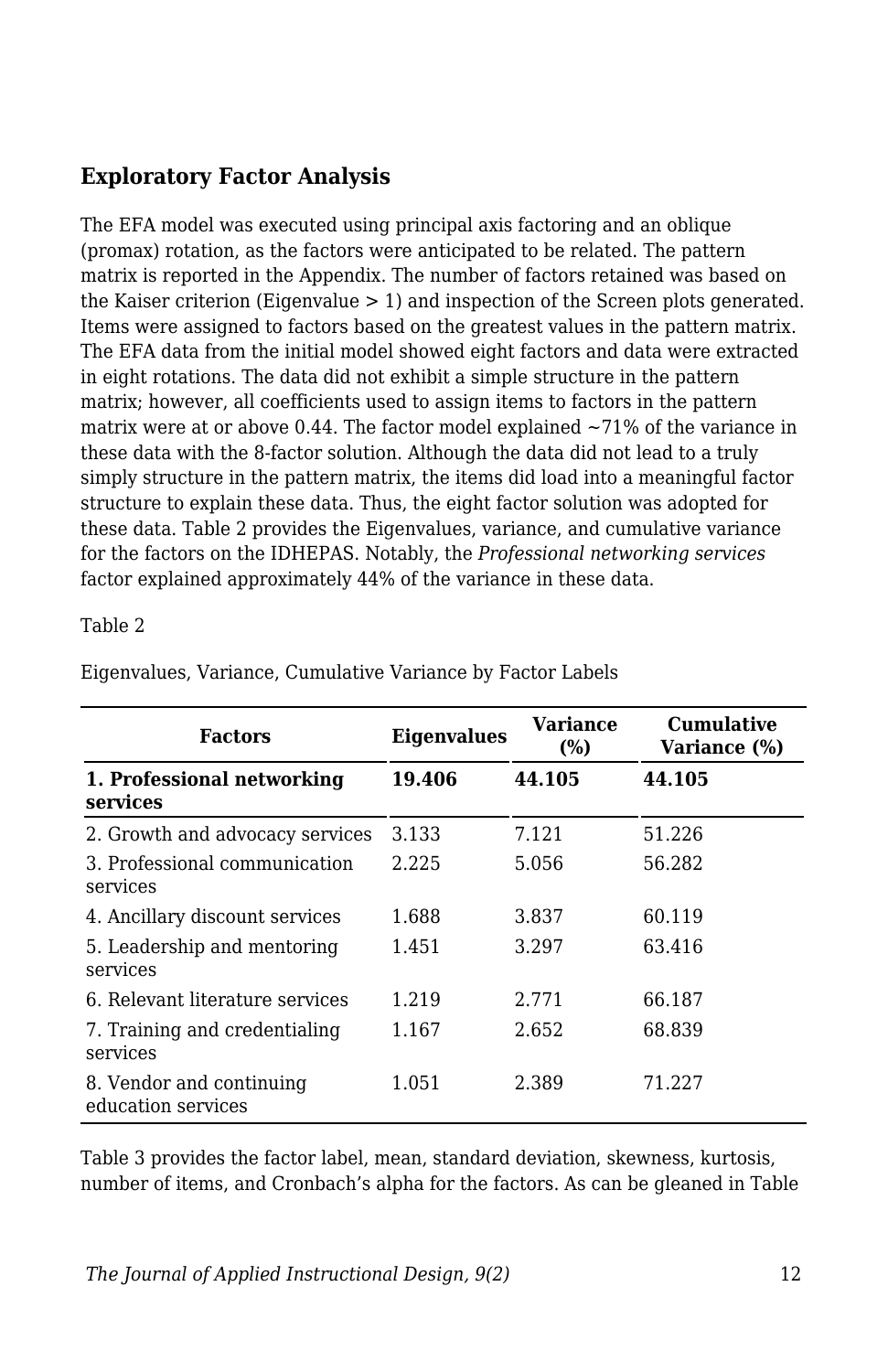## Exploratory Factor Analysis

The EFA model was executed using principal axis factoring and an oblique (promax) rotation, as the factors were anticipated to be related. The pattern matrix is reported in the Appendix. The number of factors retained was based on the Kaiser criterion (Eigenvalue > 1) and inspection of the Screen plots generated. Items were assigned to factors based on the greatest values in the pattern matrix. The EFA data from the initial model showed eight factors and data were extracted in eight rotations. The data did not exhibit a simple structure in the pattern matrix; however, all coefficients used to assign items to factors in the pattern matrix were at or above 0.44. The factor model explained ~71% of the variance in these data with the 8-factor solution. Although the data did not lead to a truly simply structure in the pattern matrix, the items did load into a meaningful factor structure to explain these data. Thus, the eight factor solution was adopted for these data. Table 2 provides the Eigenvalues, variance, and cumulative variance for the factors on the IDHEPAS. Notably, the *Professional networking services* factor explained approximately 44% of the variance in these data.

Table 2

Eigenvalues, Variance, Cumulative Variance by Factor Labels

| Factors | Eigenvalues | Variance (%) | Cumulative Variance (%) |
|---|---|---|---|
| **1. Professional networking services** | **19.406** | **44.105** | **44.105** |
| 2. Growth and advocacy services | 3.133 | 7.121 | 51.226 |
| 3. Professional communication services | 2.225 | 5.056 | 56.282 |
| 4. Ancillary discount services | 1.688 | 3.837 | 60.119 |
| 5. Leadership and mentoring services | 1.451 | 3.297 | 63.416 |
| 6. Relevant literature services | 1.219 | 2.771 | 66.187 |
| 7. Training and credentialing services | 1.167 | 2.652 | 68.839 |
| 8. Vendor and continuing education services | 1.051 | 2.389 | 71.227 |

Table 3 provides the factor label, mean, standard deviation, skewness, kurtosis, number of items, and Cronbach's alpha for the factors. As can be gleaned in Table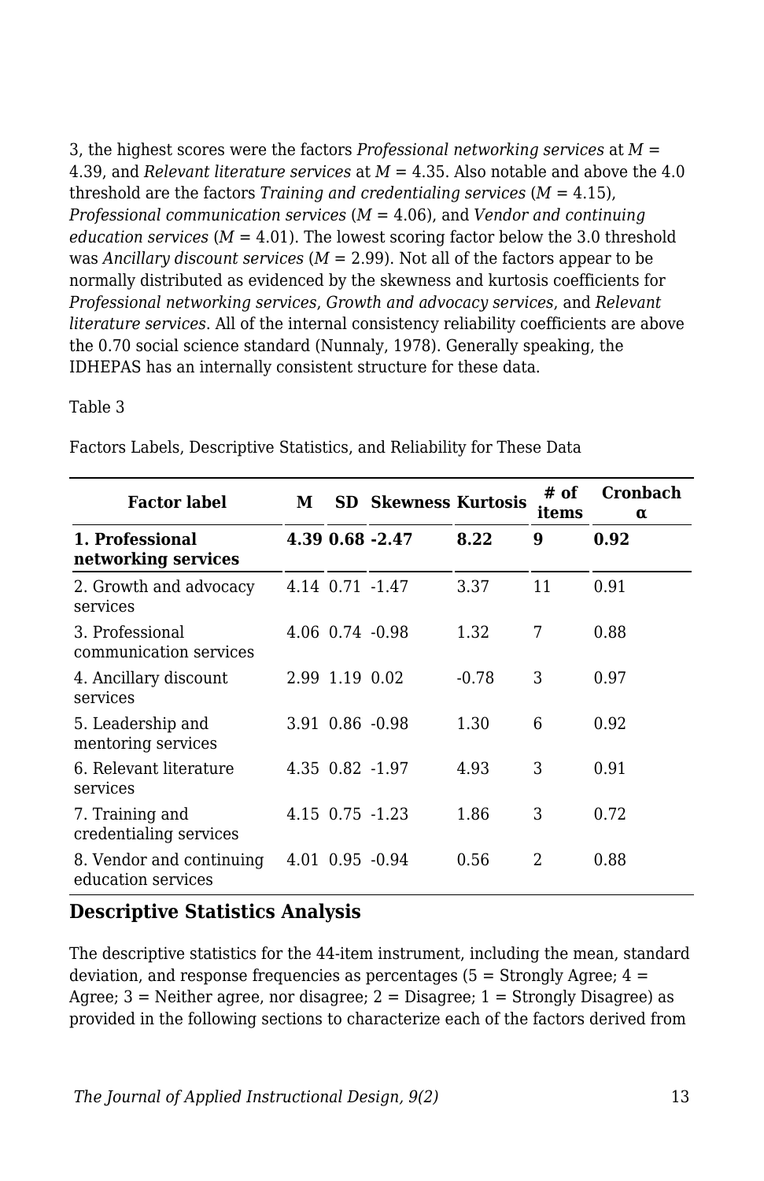3, the highest scores were the factors *Professional networking services* at $M$ = 4.39, and *Relevant literature services* at $M$ = 4.35. Also notable and above the 4.0 threshold are the factors *Training and credentialing services* ($M$ = 4.15), *Professional communication services* ($M$ = 4.06), and *Vendor and continuing education services* ($M$ = 4.01). The lowest scoring factor below the 3.0 threshold was *Ancillary discount services* ($M$ = 2.99). Not all of the factors appear to be normally distributed as evidenced by the skewness and kurtosis coefficients for *Professional networking services*, *Growth and advocacy services*, and *Relevant literature services*. All of the internal consistency reliability coefficients are above the 0.70 social science standard (Nunnaly, 1978). Generally speaking, the IDHEPAS has an internally consistent structure for these data.

Table 3

Factors Labels, Descriptive Statistics, and Reliability for These Data

| Factor label | M | SD | Skewness | Kurtosis | # of items | Cronbach α |
|---|---|---|---|---|---|---|
| **1. Professional networking services** | **4.39** | **0.68** | **-2.47** | **8.22** | **9** | **0.92** |
| 2. Growth and advocacy services | 4.14 | 0.71 | -1.47 | 3.37 | 11 | 0.91 |
| 3. Professional communication services | 4.06 | 0.74 | -0.98 | 1.32 | 7 | 0.88 |
| 4. Ancillary discount services | 2.99 | 1.19 | 0.02 | -0.78 | 3 | 0.97 |
| 5. Leadership and mentoring services | 3.91 | 0.86 | -0.98 | 1.30 | 6 | 0.92 |
| 6. Relevant literature services | 4.35 | 0.82 | -1.97 | 4.93 | 3 | 0.91 |
| 7. Training and credentialing services | 4.15 | 0.75 | -1.23 | 1.86 | 3 | 0.72 |
| 8. Vendor and continuing education services | 4.01 | 0.95 | -0.94 | 0.56 | 2 | 0.88 |

### Descriptive Statistics Analysis

The descriptive statistics for the 44-item instrument, including the mean, standard deviation, and response frequencies as percentages (5 = Strongly Agree; 4 = Agree; 3 = Neither agree, nor disagree; 2 = Disagree; 1 = Strongly Disagree) as provided in the following sections to characterize each of the factors derived from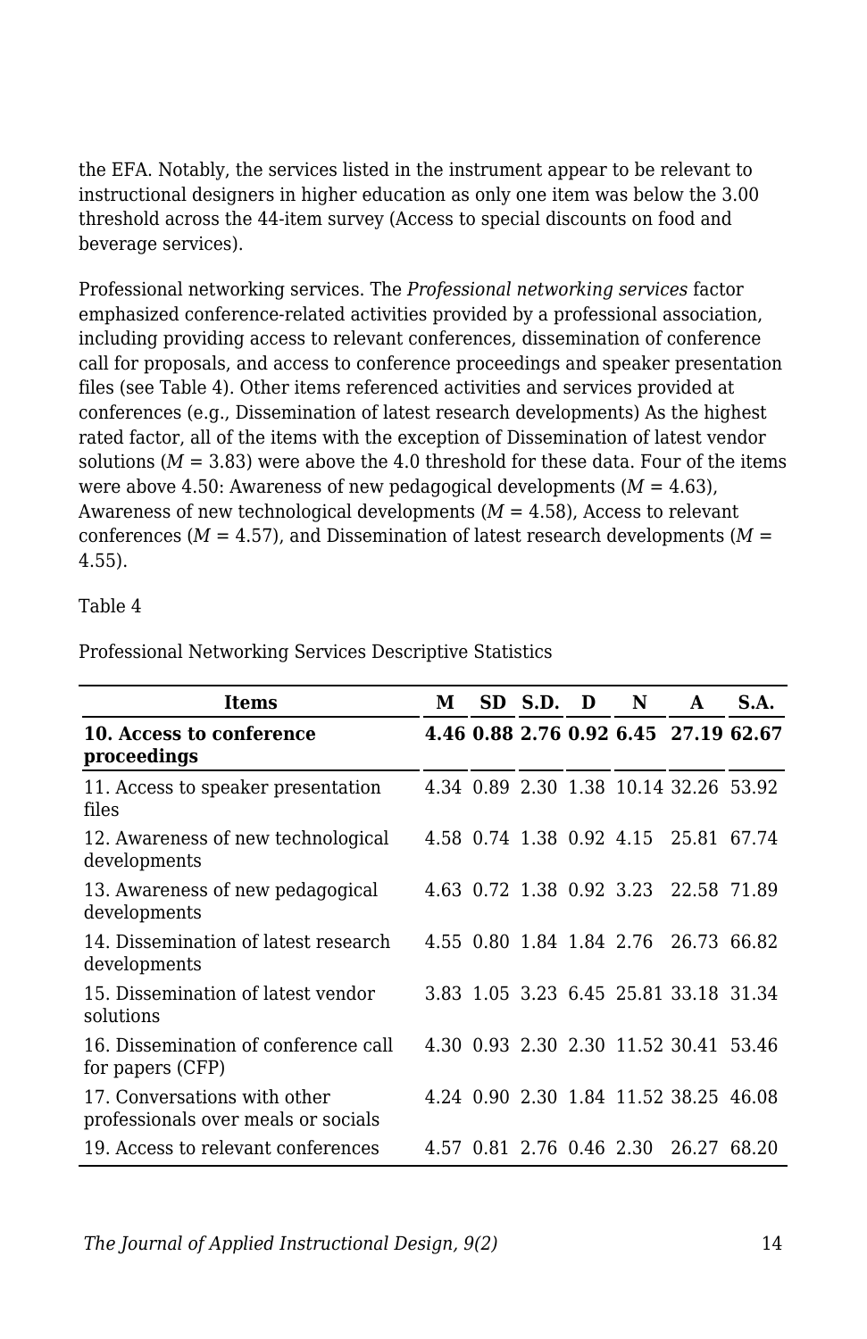the EFA. Notably, the services listed in the instrument appear to be relevant to instructional designers in higher education as only one item was below the 3.00 threshold across the 44-item survey (Access to special discounts on food and beverage services).

Professional networking services. The *Professional networking services* factor emphasized conference-related activities provided by a professional association, including providing access to relevant conferences, dissemination of conference call for proposals, and access to conference proceedings and speaker presentation files (see Table 4). Other items referenced activities and services provided at conferences (e.g., Dissemination of latest research developments) As the highest rated factor, all of the items with the exception of Dissemination of latest vendor solutions (*M* = 3.83) were above the 4.0 threshold for these data. Four of the items were above 4.50: Awareness of new pedagogical developments (*M* = 4.63), Awareness of new technological developments (*M* = 4.58), Access to relevant conferences (*M* = 4.57), and Dissemination of latest research developments (*M* = 4.55).

Table 4

Professional Networking Services Descriptive Statistics

| Items | M | SD | S.D. | D | N | A | S.A. |
|---|---|---|---|---|---|---|---|
| **10. Access to conference proceedings** | **4.46** | **0.88** | **2.76** | **0.92** | **6.45** | **27.19** | **62.67** |
| 11. Access to speaker presentation files | 4.34 | 0.89 | 2.30 | 1.38 | 10.14 | 32.26 | 53.92 |
| 12. Awareness of new technological developments | 4.58 | 0.74 | 1.38 | 0.92 | 4.15 | 25.81 | 67.74 |
| 13. Awareness of new pedagogical developments | 4.63 | 0.72 | 1.38 | 0.92 | 3.23 | 22.58 | 71.89 |
| 14. Dissemination of latest research developments | 4.55 | 0.80 | 1.84 | 1.84 | 2.76 | 26.73 | 66.82 |
| 15. Dissemination of latest vendor solutions | 3.83 | 1.05 | 3.23 | 6.45 | 25.81 | 33.18 | 31.34 |
| 16. Dissemination of conference call for papers (CFP) | 4.30 | 0.93 | 2.30 | 2.30 | 11.52 | 30.41 | 53.46 |
| 17. Conversations with other professionals over meals or socials | 4.24 | 0.90 | 2.30 | 1.84 | 11.52 | 38.25 | 46.08 |
| 19. Access to relevant conferences | 4.57 | 0.81 | 2.76 | 0.46 | 2.30 | 26.27 | 68.20 |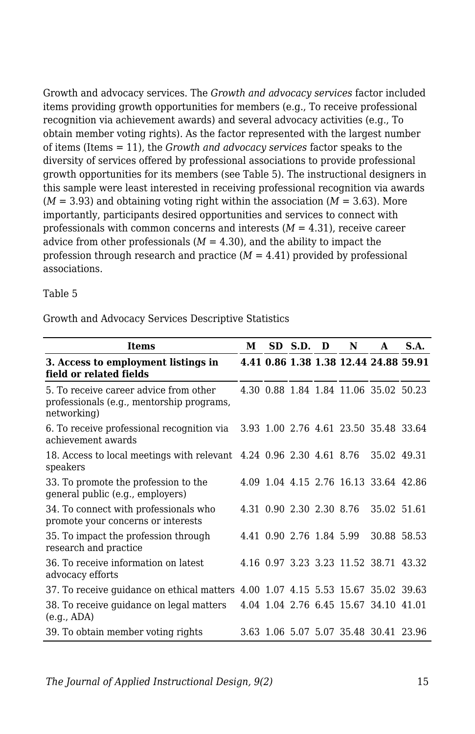Growth and advocacy services. The *Growth and advocacy services* factor included items providing growth opportunities for members (e.g., To receive professional recognition via achievement awards) and several advocacy activities (e.g., To obtain member voting rights). As the factor represented with the largest number of items (Items = 11), the *Growth and advocacy services* factor speaks to the diversity of services offered by professional associations to provide professional growth opportunities for its members (see Table 5). The instructional designers in this sample were least interested in receiving professional recognition via awards (*M* = 3.93) and obtaining voting right within the association (*M* = 3.63). More importantly, participants desired opportunities and services to connect with professionals with common concerns and interests (*M* = 4.31), receive career advice from other professionals (*M* = 4.30), and the ability to impact the profession through research and practice (*M* = 4.41) provided by professional associations.

Table 5

Growth and Advocacy Services Descriptive Statistics

| Items | M | SD | S.D. | D | N | A | S.A. |
|---|---|---|---|---|---|---|---|
| **3. Access to employment listings in field or related fields** | **4.41** | **0.86** | **1.38** | **1.38** | **12.44** | **24.88** | **59.91** |
| 5. To receive career advice from other professionals (e.g., mentorship programs, networking) | 4.30 | 0.88 | 1.84 | 1.84 | 11.06 | 35.02 | 50.23 |
| 6. To receive professional recognition via achievement awards | 3.93 | 1.00 | 2.76 | 4.61 | 23.50 | 35.48 | 33.64 |
| 18. Access to local meetings with relevant speakers | 4.24 | 0.96 | 2.30 | 4.61 | 8.76 | 35.02 | 49.31 |
| 33. To promote the profession to the general public (e.g., employers) | 4.09 | 1.04 | 4.15 | 2.76 | 16.13 | 33.64 | 42.86 |
| 34. To connect with professionals who promote your concerns or interests | 4.31 | 0.90 | 2.30 | 2.30 | 8.76 | 35.02 | 51.61 |
| 35. To impact the profession through research and practice | 4.41 | 0.90 | 2.76 | 1.84 | 5.99 | 30.88 | 58.53 |
| 36. To receive information on latest advocacy efforts | 4.16 | 0.97 | 3.23 | 3.23 | 11.52 | 38.71 | 43.32 |
| 37. To receive guidance on ethical matters | 4.00 | 1.07 | 4.15 | 5.53 | 15.67 | 35.02 | 39.63 |
| 38. To receive guidance on legal matters (e.g., ADA) | 4.04 | 1.04 | 2.76 | 6.45 | 15.67 | 34.10 | 41.01 |
| 39. To obtain member voting rights | 3.63 | 1.06 | 5.07 | 5.07 | 35.48 | 30.41 | 23.96 |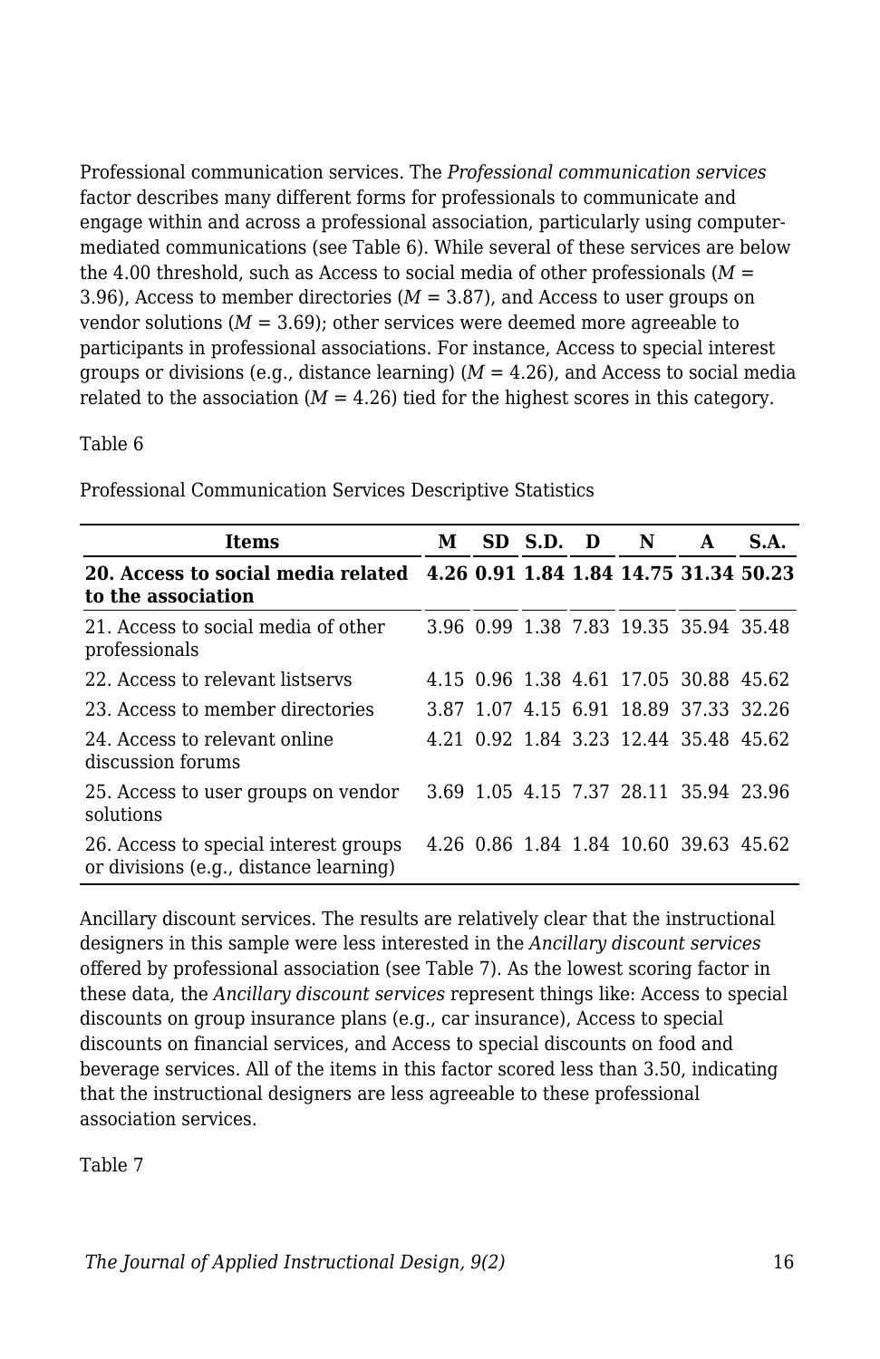Professional communication services. The *Professional communication services* factor describes many different forms for professionals to communicate and engage within and across a professional association, particularly using computer-mediated communications (see Table 6). While several of these services are below the 4.00 threshold, such as Access to social media of other professionals (*M* = 3.96), Access to member directories (*M* = 3.87), and Access to user groups on vendor solutions (*M* = 3.69); other services were deemed more agreeable to participants in professional associations. For instance, Access to special interest groups or divisions (e.g., distance learning) (*M* = 4.26), and Access to social media related to the association (*M* = 4.26) tied for the highest scores in this category.

Table 6

Professional Communication Services Descriptive Statistics

| Items | M | SD | S.D. | D | N | A | S.A. |
|---|---|---|---|---|---|---|---|
| **20. Access to social media related to the association** | **4.26** | **0.91** | **1.84** | **1.84** | **14.75** | **31.34** | **50.23** |
| 21. Access to social media of other professionals | 3.96 | 0.99 | 1.38 | 7.83 | 19.35 | 35.94 | 35.48 |
| 22. Access to relevant listservs | 4.15 | 0.96 | 1.38 | 4.61 | 17.05 | 30.88 | 45.62 |
| 23. Access to member directories | 3.87 | 1.07 | 4.15 | 6.91 | 18.89 | 37.33 | 32.26 |
| 24. Access to relevant online discussion forums | 4.21 | 0.92 | 1.84 | 3.23 | 12.44 | 35.48 | 45.62 |
| 25. Access to user groups on vendor solutions | 3.69 | 1.05 | 4.15 | 7.37 | 28.11 | 35.94 | 23.96 |
| 26. Access to special interest groups or divisions (e.g., distance learning) | 4.26 | 0.86 | 1.84 | 1.84 | 10.60 | 39.63 | 45.62 |

Ancillary discount services. The results are relatively clear that the instructional designers in this sample were less interested in the *Ancillary discount services* offered by professional association (see Table 7). As the lowest scoring factor in these data, the *Ancillary discount services* represent things like: Access to special discounts on group insurance plans (e.g., car insurance), Access to special discounts on financial services, and Access to special discounts on food and beverage services. All of the items in this factor scored less than 3.50, indicating that the instructional designers are less agreeable to these professional association services.

Table 7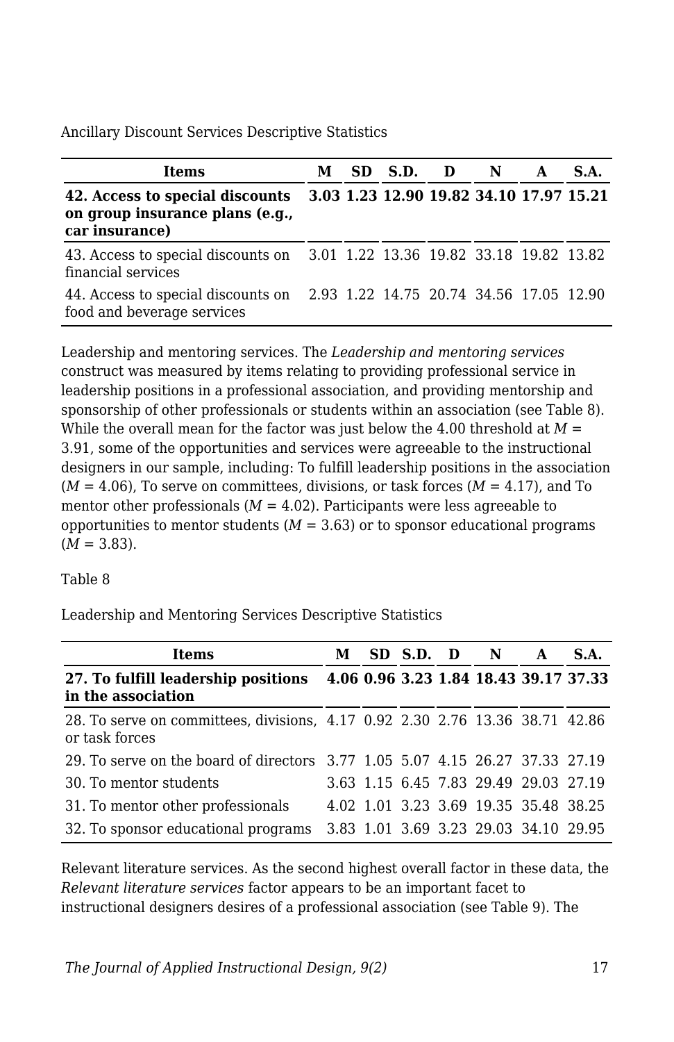Ancillary Discount Services Descriptive Statistics

| Items | M | SD | S.D. | D | N | A | S.A. |
|---|---|---|---|---|---|---|---|
| **42. Access to special discounts on group insurance plans (e.g., car insurance)** | **3.03** | **1.23** | **12.90** | **19.82** | **34.10** | **17.97** | **15.21** |
| 43. Access to special discounts on financial services | 3.01 | 1.22 | 13.36 | 19.82 | 33.18 | 19.82 | 13.82 |
| 44. Access to special discounts on food and beverage services | 2.93 | 1.22 | 14.75 | 20.74 | 34.56 | 17.05 | 12.90 |

Leadership and mentoring services. The *Leadership and mentoring services* construct was measured by items relating to providing professional service in leadership positions in a professional association, and providing mentorship and sponsorship of other professionals or students within an association (see Table 8). While the overall mean for the factor was just below the 4.00 threshold at $M$ = 3.91, some of the opportunities and services were agreeable to the instructional designers in our sample, including: To fulfill leadership positions in the association ($M$ = 4.06), To serve on committees, divisions, or task forces ($M$ = 4.17), and To mentor other professionals ($M$ = 4.02). Participants were less agreeable to opportunities to mentor students ($M$ = 3.63) or to sponsor educational programs ($M$ = 3.83).

Table 8

Leadership and Mentoring Services Descriptive Statistics

| Items | M | SD | S.D. | D | N | A | S.A. |
|---|---|---|---|---|---|---|---|
| **27. To fulfill leadership positions in the association** | **4.06** | **0.96** | **3.23** | **1.84** | **18.43** | **39.17** | **37.33** |
| 28. To serve on committees, divisions, or task forces | 4.17 | 0.92 | 2.30 | 2.76 | 13.36 | 38.71 | 42.86 |
| 29. To serve on the board of directors | 3.77 | 1.05 | 5.07 | 4.15 | 26.27 | 37.33 | 27.19 |
| 30. To mentor students | 3.63 | 1.15 | 6.45 | 7.83 | 29.49 | 29.03 | 27.19 |
| 31. To mentor other professionals | 4.02 | 1.01 | 3.23 | 3.69 | 19.35 | 35.48 | 38.25 |
| 32. To sponsor educational programs | 3.83 | 1.01 | 3.69 | 3.23 | 29.03 | 34.10 | 29.95 |

Relevant literature services. As the second highest overall factor in these data, the *Relevant literature services* factor appears to be an important facet to instructional designers desires of a professional association (see Table 9). The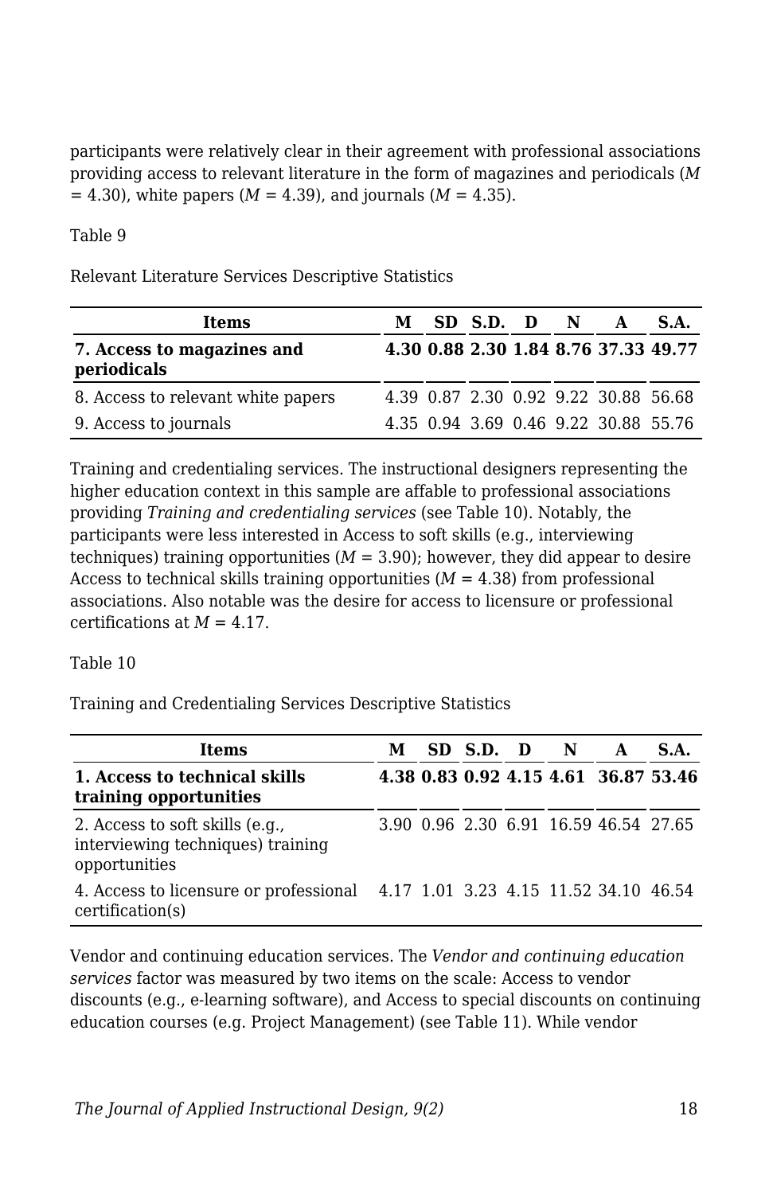participants were relatively clear in their agreement with professional associations providing access to relevant literature in the form of magazines and periodicals (*M* = 4.30), white papers (*M* = 4.39), and journals (*M* = 4.35).

Table 9

Relevant Literature Services Descriptive Statistics

| Items | M | SD | S.D. | D | N | A | S.A. |
|---|---|---|---|---|---|---|---|
| **7. Access to magazines and periodicals** | **4.30** | **0.88** | **2.30** | **1.84** | **8.76** | **37.33** | **49.77** |
| 8. Access to relevant white papers | 4.39 | 0.87 | 2.30 | 0.92 | 9.22 | 30.88 | 56.68 |
| 9. Access to journals | 4.35 | 0.94 | 3.69 | 0.46 | 9.22 | 30.88 | 55.76 |

Training and credentialing services. The instructional designers representing the higher education context in this sample are affable to professional associations providing *Training and credentialing services* (see Table 10). Notably, the participants were less interested in Access to soft skills (e.g., interviewing techniques) training opportunities (*M* = 3.90); however, they did appear to desire Access to technical skills training opportunities (*M* = 4.38) from professional associations. Also notable was the desire for access to licensure or professional certifications at *M* = 4.17.

Table 10

Training and Credentialing Services Descriptive Statistics

| Items | M | SD | S.D. | D | N | A | S.A. |
|---|---|---|---|---|---|---|---|
| **1. Access to technical skills training opportunities** | **4.38** | **0.83** | **0.92** | **4.15** | **4.61** | **36.87** | **53.46** |
| 2. Access to soft skills (e.g., interviewing techniques) training opportunities | 3.90 | 0.96 | 2.30 | 6.91 | 16.59 | 46.54 | 27.65 |
| 4. Access to licensure or professional certification(s) | 4.17 | 1.01 | 3.23 | 4.15 | 11.52 | 34.10 | 46.54 |

Vendor and continuing education services. The *Vendor and continuing education services* factor was measured by two items on the scale: Access to vendor discounts (e.g., e-learning software), and Access to special discounts on continuing education courses (e.g. Project Management) (see Table 11). While vendor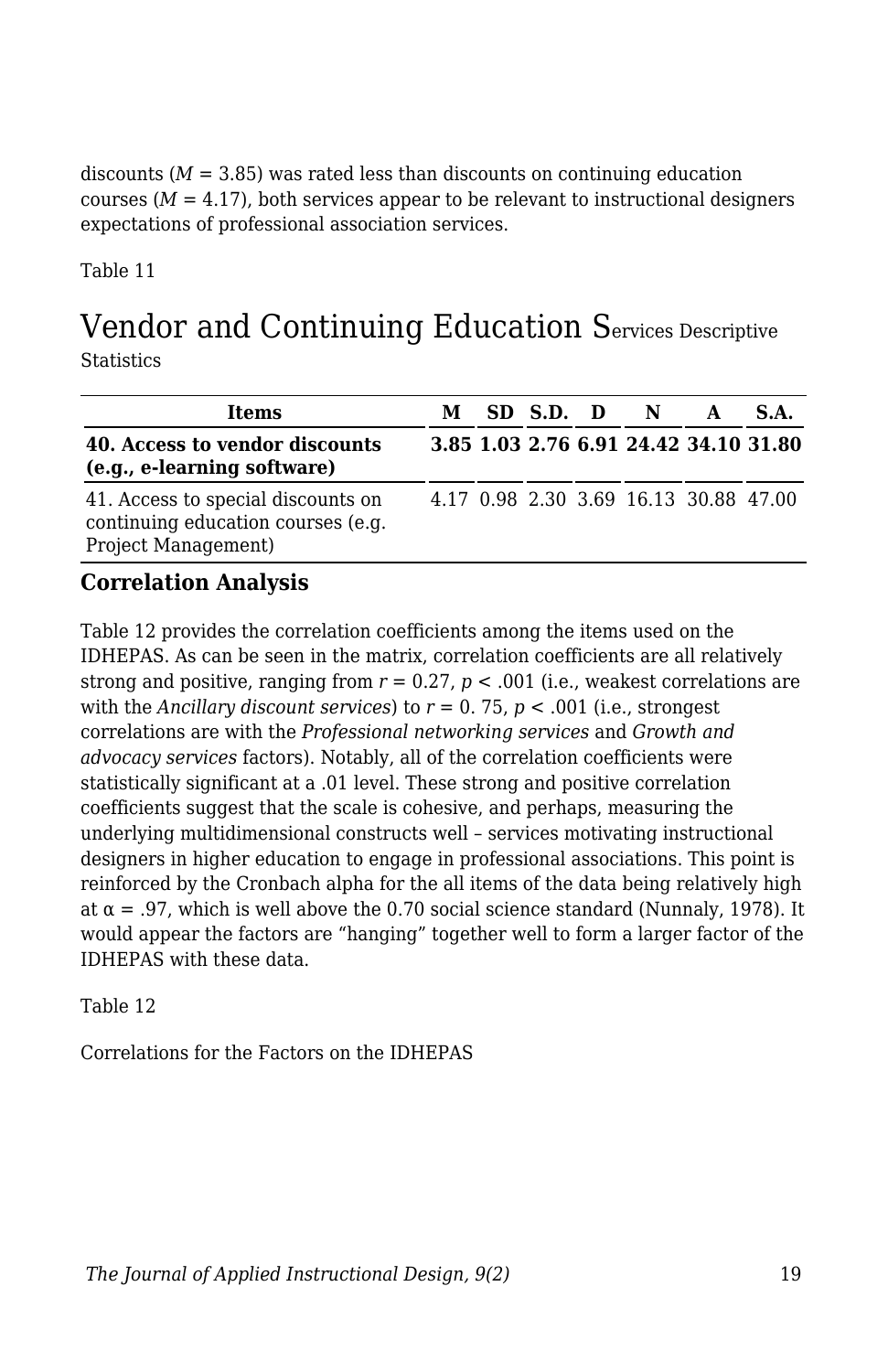discounts ($M$ = 3.85) was rated less than discounts on continuing education courses ($M$ = 4.17), both services appear to be relevant to instructional designers expectations of professional association services.

Table 11

# Vendor and Continuing Education Services Descriptive Statistics

| Items | M | SD | S.D. | D | N | A | S.A. |
|---|---|---|---|---|---|---|---|
| **40. Access to vendor discounts (e.g., e-learning software)** | **3.85** | **1.03** | **2.76** | **6.91** | **24.42** | **34.10** | **31.80** |
| 41. Access to special discounts on continuing education courses (e.g. Project Management) | 4.17 | 0.98 | 2.30 | 3.69 | 16.13 | 30.88 | 47.00 |

## Correlation Analysis

Table 12 provides the correlation coefficients among the items used on the IDHEPAS. As can be seen in the matrix, correlation coefficients are all relatively strong and positive, ranging from $r$ = 0.27, $p$ < .001 (i.e., weakest correlations are with the *Ancillary discount services*) to $r$ = 0. 75, $p$ < .001 (i.e., strongest correlations are with the *Professional networking services* and *Growth and advocacy services* factors). Notably, all of the correlation coefficients were statistically significant at a .01 level. These strong and positive correlation coefficients suggest that the scale is cohesive, and perhaps, measuring the underlying multidimensional constructs well – services motivating instructional designers in higher education to engage in professional associations. This point is reinforced by the Cronbach alpha for the all items of the data being relatively high at $\alpha$ = .97, which is well above the 0.70 social science standard (Nunnaly, 1978). It would appear the factors are "hanging" together well to form a larger factor of the IDHEPAS with these data.

Table 12

Correlations for the Factors on the IDHEPAS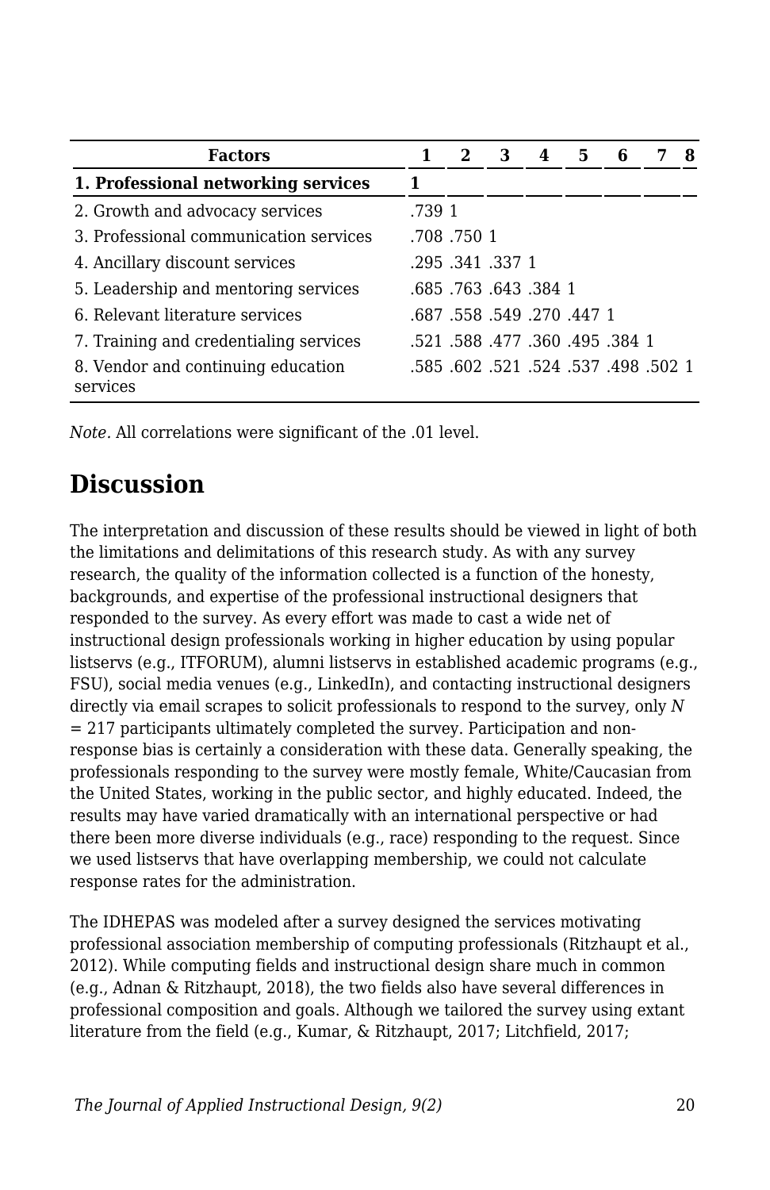| Factors | 1 | 2 | 3 | 4 | 5 | 6 | 7 | 8 |
|---|---|---|---|---|---|---|---|---|
| **1. Professional networking services** | **1** | | | | | | | |
| 2. Growth and advocacy services | .739 | 1 | | | | | | |
| 3. Professional communication services | .708 | .750 | 1 | | | | | |
| 4. Ancillary discount services | .295 | .341 | .337 | 1 | | | | |
| 5. Leadership and mentoring services | .685 | .763 | .643 | .384 | 1 | | | |
| 6. Relevant literature services | .687 | .558 | .549 | .270 | .447 | 1 | | |
| 7. Training and credentialing services | .521 | .588 | .477 | .360 | .495 | .384 | 1 | |
| 8. Vendor and continuing education services | .585 | .602 | .521 | .524 | .537 | .498 | .502 | 1 |

*Note.* All correlations were significant of the .01 level.

## Discussion

The interpretation and discussion of these results should be viewed in light of both the limitations and delimitations of this research study. As with any survey research, the quality of the information collected is a function of the honesty, backgrounds, and expertise of the professional instructional designers that responded to the survey. As every effort was made to cast a wide net of instructional design professionals working in higher education by using popular listservs (e.g., ITFORUM), alumni listservs in established academic programs (e.g., FSU), social media venues (e.g., LinkedIn), and contacting instructional designers directly via email scrapes to solicit professionals to respond to the survey, only $N = 217$ participants ultimately completed the survey. Participation and non-response bias is certainly a consideration with these data. Generally speaking, the professionals responding to the survey were mostly female, White/Caucasian from the United States, working in the public sector, and highly educated. Indeed, the results may have varied dramatically with an international perspective or had there been more diverse individuals (e.g., race) responding to the request. Since we used listservs that have overlapping membership, we could not calculate response rates for the administration.

The IDHEPAS was modeled after a survey designed the services motivating professional association membership of computing professionals (Ritzhaupt et al., 2012). While computing fields and instructional design share much in common (e.g., Adnan & Ritzhaupt, 2018), the two fields also have several differences in professional composition and goals. Although we tailored the survey using extant literature from the field (e.g., Kumar, & Ritzhaupt, 2017; Litchfield, 2017;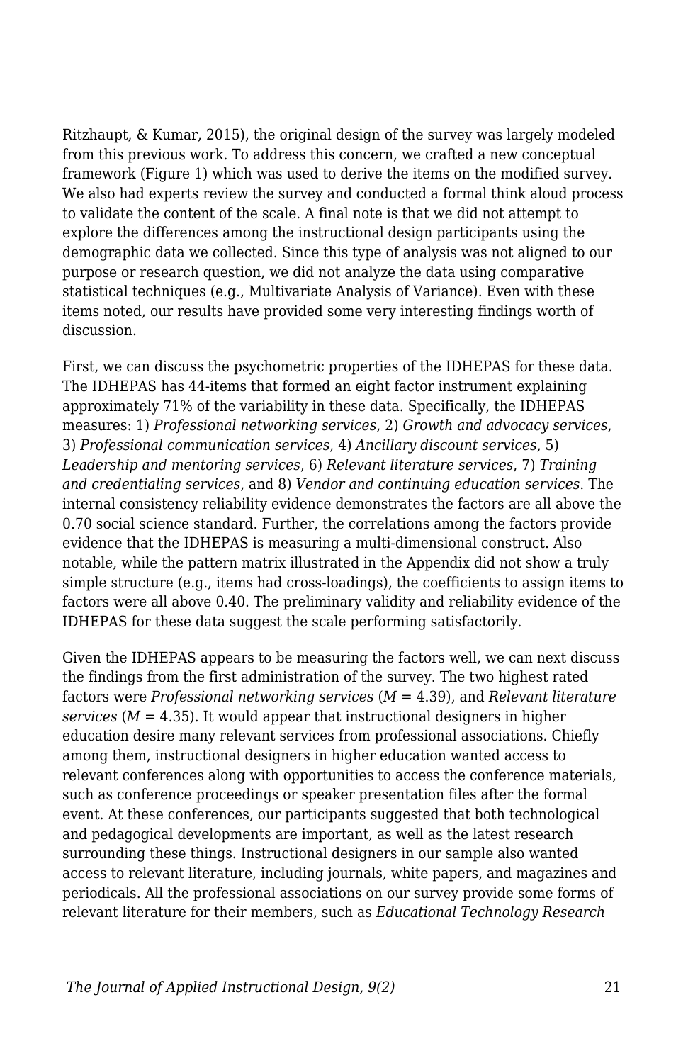Ritzhaupt, & Kumar, 2015), the original design of the survey was largely modeled from this previous work. To address this concern, we crafted a new conceptual framework (Figure 1) which was used to derive the items on the modified survey. We also had experts review the survey and conducted a formal think aloud process to validate the content of the scale. A final note is that we did not attempt to explore the differences among the instructional design participants using the demographic data we collected. Since this type of analysis was not aligned to our purpose or research question, we did not analyze the data using comparative statistical techniques (e.g., Multivariate Analysis of Variance). Even with these items noted, our results have provided some very interesting findings worth of discussion.

First, we can discuss the psychometric properties of the IDHEPAS for these data. The IDHEPAS has 44-items that formed an eight factor instrument explaining approximately 71% of the variability in these data. Specifically, the IDHEPAS measures: 1) *Professional networking services*, 2) *Growth and advocacy services*, 3) *Professional communication services*, 4) *Ancillary discount services*, 5) *Leadership and mentoring services*, 6) *Relevant literature services*, 7) *Training and credentialing services*, and 8) *Vendor and continuing education services*. The internal consistency reliability evidence demonstrates the factors are all above the 0.70 social science standard. Further, the correlations among the factors provide evidence that the IDHEPAS is measuring a multi-dimensional construct. Also notable, while the pattern matrix illustrated in the Appendix did not show a truly simple structure (e.g., items had cross-loadings), the coefficients to assign items to factors were all above 0.40. The preliminary validity and reliability evidence of the IDHEPAS for these data suggest the scale performing satisfactorily.

Given the IDHEPAS appears to be measuring the factors well, we can next discuss the findings from the first administration of the survey. The two highest rated factors were *Professional networking services* ($M$ = 4.39), and *Relevant literature services* ($M$ = 4.35). It would appear that instructional designers in higher education desire many relevant services from professional associations. Chiefly among them, instructional designers in higher education wanted access to relevant conferences along with opportunities to access the conference materials, such as conference proceedings or speaker presentation files after the formal event. At these conferences, our participants suggested that both technological and pedagogical developments are important, as well as the latest research surrounding these things. Instructional designers in our sample also wanted access to relevant literature, including journals, white papers, and magazines and periodicals. All the professional associations on our survey provide some forms of relevant literature for their members, such as *Educational Technology Research*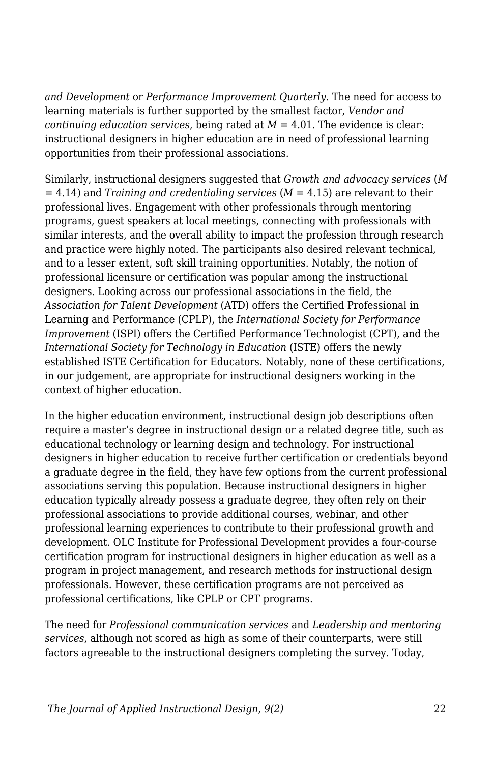*and Development* or *Performance Improvement Quarterly*. The need for access to learning materials is further supported by the smallest factor, *Vendor and continuing education services*, being rated at $M = 4.01$. The evidence is clear: instructional designers in higher education are in need of professional learning opportunities from their professional associations.

Similarly, instructional designers suggested that *Growth and advocacy services* ($M = 4.14$) and *Training and credentialing services* ($M = 4.15$) are relevant to their professional lives. Engagement with other professionals through mentoring programs, guest speakers at local meetings, connecting with professionals with similar interests, and the overall ability to impact the profession through research and practice were highly noted. The participants also desired relevant technical, and to a lesser extent, soft skill training opportunities. Notably, the notion of professional licensure or certification was popular among the instructional designers. Looking across our professional associations in the field, the *Association for Talent Development* (ATD) offers the Certified Professional in Learning and Performance (CPLP), the *International Society for Performance Improvement* (ISPI) offers the Certified Performance Technologist (CPT), and the *International Society for Technology in Education* (ISTE) offers the newly established ISTE Certification for Educators. Notably, none of these certifications, in our judgement, are appropriate for instructional designers working in the context of higher education.

In the higher education environment, instructional design job descriptions often require a master's degree in instructional design or a related degree title, such as educational technology or learning design and technology. For instructional designers in higher education to receive further certification or credentials beyond a graduate degree in the field, they have few options from the current professional associations serving this population. Because instructional designers in higher education typically already possess a graduate degree, they often rely on their professional associations to provide additional courses, webinar, and other professional learning experiences to contribute to their professional growth and development. OLC Institute for Professional Development provides a four-course certification program for instructional designers in higher education as well as a program in project management, and research methods for instructional design professionals. However, these certification programs are not perceived as professional certifications, like CPLP or CPT programs.

The need for *Professional communication services* and *Leadership and mentoring services*, although not scored as high as some of their counterparts, were still factors agreeable to the instructional designers completing the survey. Today,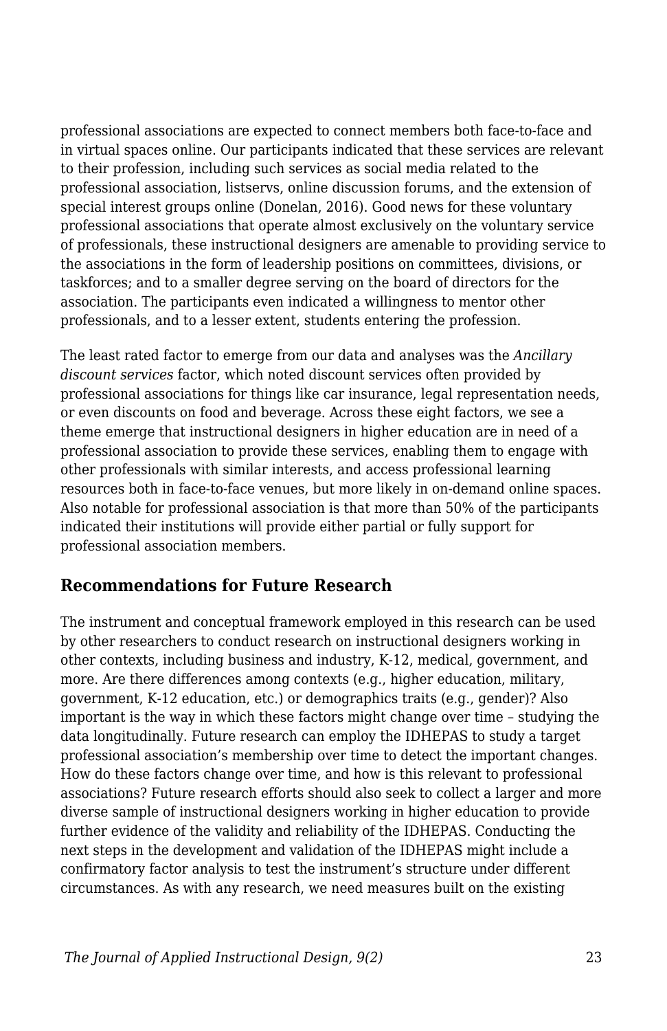professional associations are expected to connect members both face-to-face and in virtual spaces online. Our participants indicated that these services are relevant to their profession, including such services as social media related to the professional association, listservs, online discussion forums, and the extension of special interest groups online (Donelan, 2016). Good news for these voluntary professional associations that operate almost exclusively on the voluntary service of professionals, these instructional designers are amenable to providing service to the associations in the form of leadership positions on committees, divisions, or taskforces; and to a smaller degree serving on the board of directors for the association. The participants even indicated a willingness to mentor other professionals, and to a lesser extent, students entering the profession.

The least rated factor to emerge from our data and analyses was the *Ancillary discount services* factor, which noted discount services often provided by professional associations for things like car insurance, legal representation needs, or even discounts on food and beverage. Across these eight factors, we see a theme emerge that instructional designers in higher education are in need of a professional association to provide these services, enabling them to engage with other professionals with similar interests, and access professional learning resources both in face-to-face venues, but more likely in on-demand online spaces. Also notable for professional association is that more than 50% of the participants indicated their institutions will provide either partial or fully support for professional association members.

## Recommendations for Future Research

The instrument and conceptual framework employed in this research can be used by other researchers to conduct research on instructional designers working in other contexts, including business and industry, K-12, medical, government, and more. Are there differences among contexts (e.g., higher education, military, government, K-12 education, etc.) or demographics traits (e.g., gender)? Also important is the way in which these factors might change over time – studying the data longitudinally. Future research can employ the IDHEPAS to study a target professional association's membership over time to detect the important changes. How do these factors change over time, and how is this relevant to professional associations? Future research efforts should also seek to collect a larger and more diverse sample of instructional designers working in higher education to provide further evidence of the validity and reliability of the IDHEPAS. Conducting the next steps in the development and validation of the IDHEPAS might include a confirmatory factor analysis to test the instrument's structure under different circumstances. As with any research, we need measures built on the existing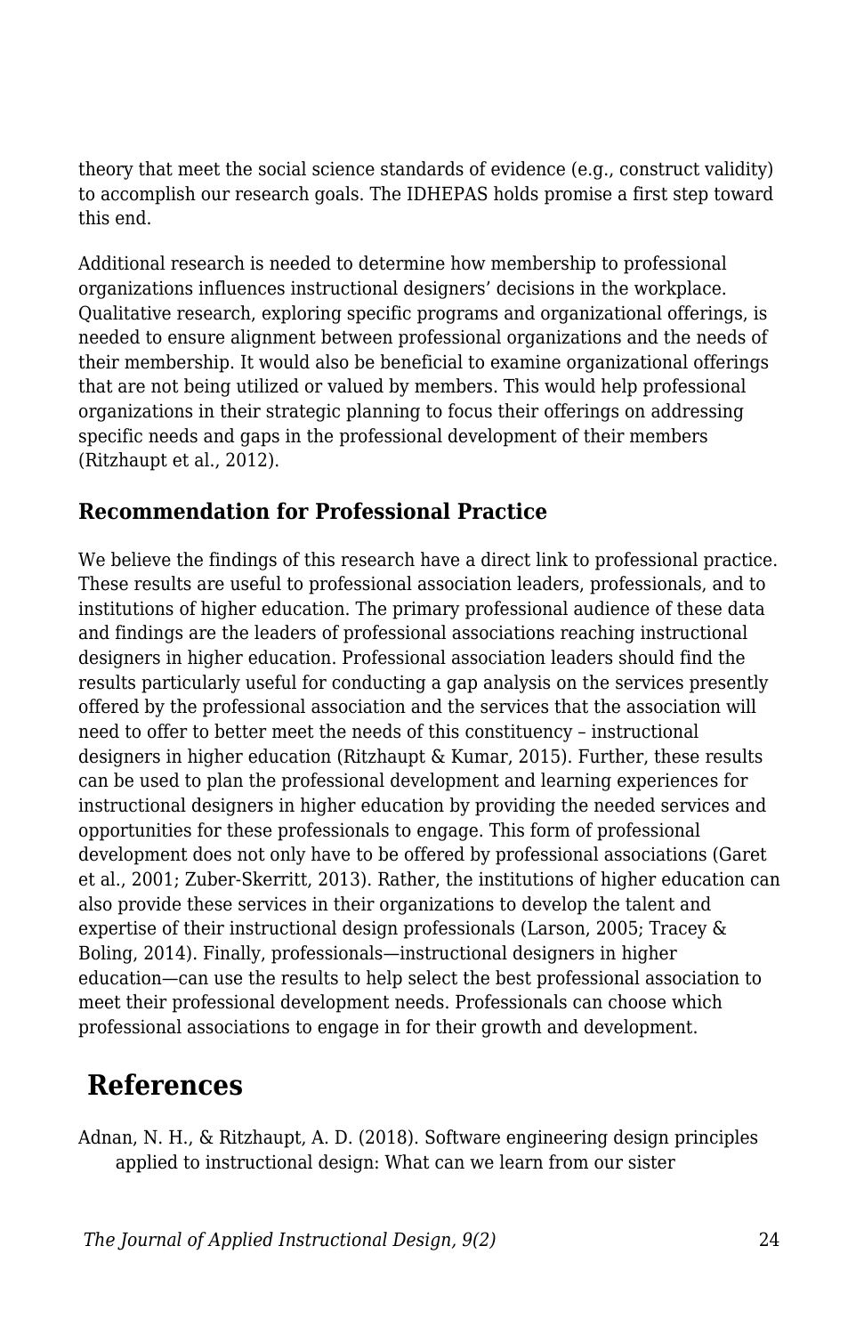theory that meet the social science standards of evidence (e.g., construct validity) to accomplish our research goals. The IDHEPAS holds promise a first step toward this end.

Additional research is needed to determine how membership to professional organizations influences instructional designers' decisions in the workplace. Qualitative research, exploring specific programs and organizational offerings, is needed to ensure alignment between professional organizations and the needs of their membership. It would also be beneficial to examine organizational offerings that are not being utilized or valued by members. This would help professional organizations in their strategic planning to focus their offerings on addressing specific needs and gaps in the professional development of their members (Ritzhaupt et al., 2012).

### Recommendation for Professional Practice

We believe the findings of this research have a direct link to professional practice. These results are useful to professional association leaders, professionals, and to institutions of higher education. The primary professional audience of these data and findings are the leaders of professional associations reaching instructional designers in higher education. Professional association leaders should find the results particularly useful for conducting a gap analysis on the services presently offered by the professional association and the services that the association will need to offer to better meet the needs of this constituency – instructional designers in higher education (Ritzhaupt & Kumar, 2015). Further, these results can be used to plan the professional development and learning experiences for instructional designers in higher education by providing the needed services and opportunities for these professionals to engage. This form of professional development does not only have to be offered by professional associations (Garet et al., 2001; Zuber-Skerritt, 2013). Rather, the institutions of higher education can also provide these services in their organizations to develop the talent and expertise of their instructional design professionals (Larson, 2005; Tracey & Boling, 2014). Finally, professionals—instructional designers in higher education—can use the results to help select the best professional association to meet their professional development needs. Professionals can choose which professional associations to engage in for their growth and development.

## References

Adnan, N. H., & Ritzhaupt, A. D. (2018). Software engineering design principles applied to instructional design: What can we learn from our sister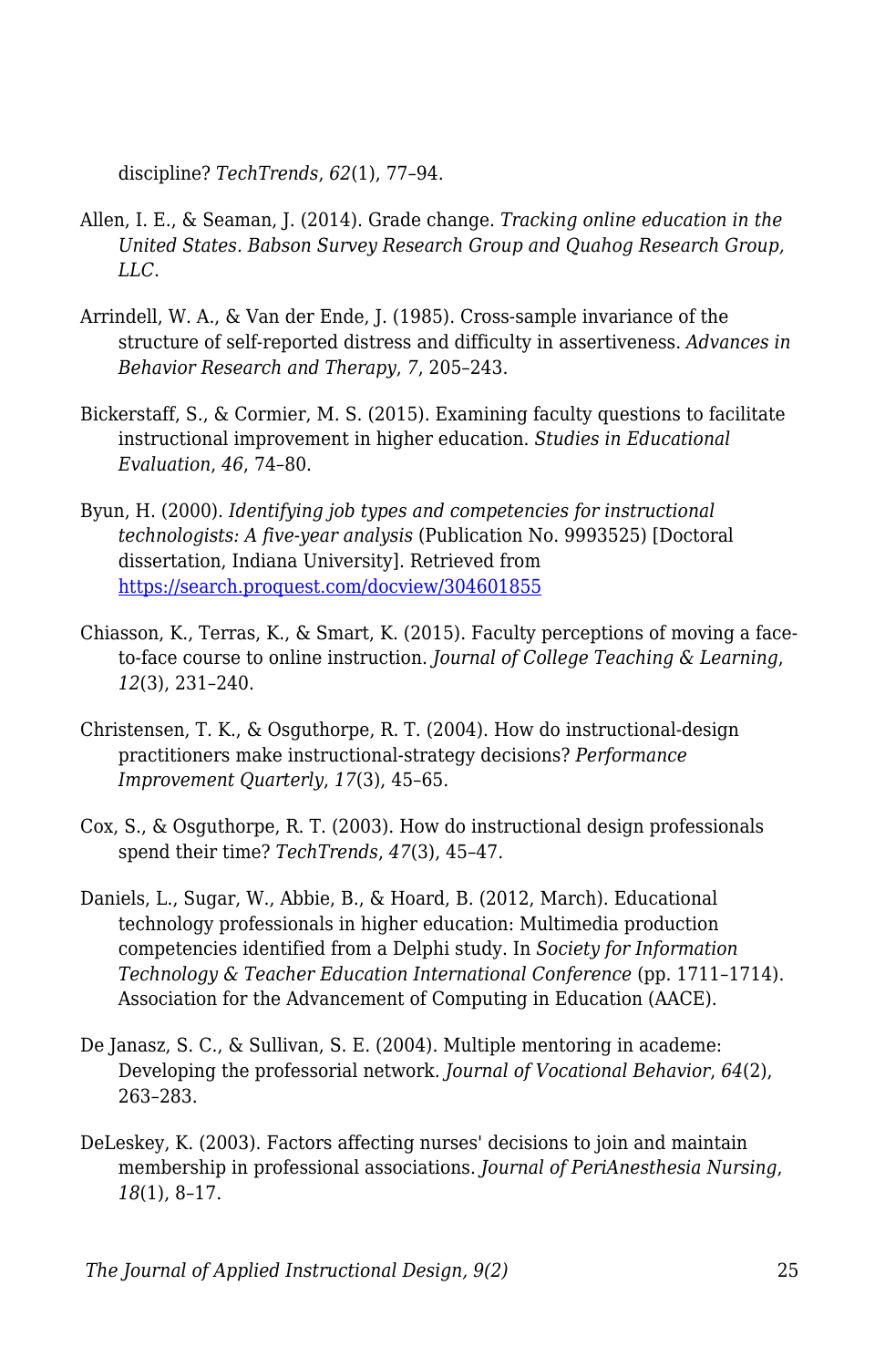discipline? *TechTrends*, *62*(1), 77–94.

Allen, I. E., & Seaman, J. (2014). Grade change. *Tracking online education in the United States. Babson Survey Research Group and Quahog Research Group, LLC*.

Arrindell, W. A., & Van der Ende, J. (1985). Cross-sample invariance of the structure of self-reported distress and difficulty in assertiveness. *Advances in Behavior Research and Therapy*, *7*, 205–243.

Bickerstaff, S., & Cormier, M. S. (2015). Examining faculty questions to facilitate instructional improvement in higher education. *Studies in Educational Evaluation*, *46*, 74–80.

Byun, H. (2000). *Identifying job types and competencies for instructional technologists: A five-year analysis* (Publication No. 9993525) [Doctoral dissertation, Indiana University]. Retrieved from [https://search.proquest.com/docview/304601855](https://search.proquest.com/docview/304601855)

Chiasson, K., Terras, K., & Smart, K. (2015). Faculty perceptions of moving a face-to-face course to online instruction. *Journal of College Teaching & Learning*, *12*(3), 231–240.

Christensen, T. K., & Osguthorpe, R. T. (2004). How do instructional-design practitioners make instructional-strategy decisions? *Performance Improvement Quarterly*, *17*(3), 45–65.

Cox, S., & Osguthorpe, R. T. (2003). How do instructional design professionals spend their time? *TechTrends*, *47*(3), 45–47.

Daniels, L., Sugar, W., Abbie, B., & Hoard, B. (2012, March). Educational technology professionals in higher education: Multimedia production competencies identified from a Delphi study. In *Society for Information Technology & Teacher Education International Conference* (pp. 1711–1714). Association for the Advancement of Computing in Education (AACE).

De Janasz, S. C., & Sullivan, S. E. (2004). Multiple mentoring in academe: Developing the professorial network. *Journal of Vocational Behavior*, *64*(2), 263–283.

DeLeskey, K. (2003). Factors affecting nurses' decisions to join and maintain membership in professional associations. *Journal of PeriAnesthesia Nursing*, *18*(1), 8–17.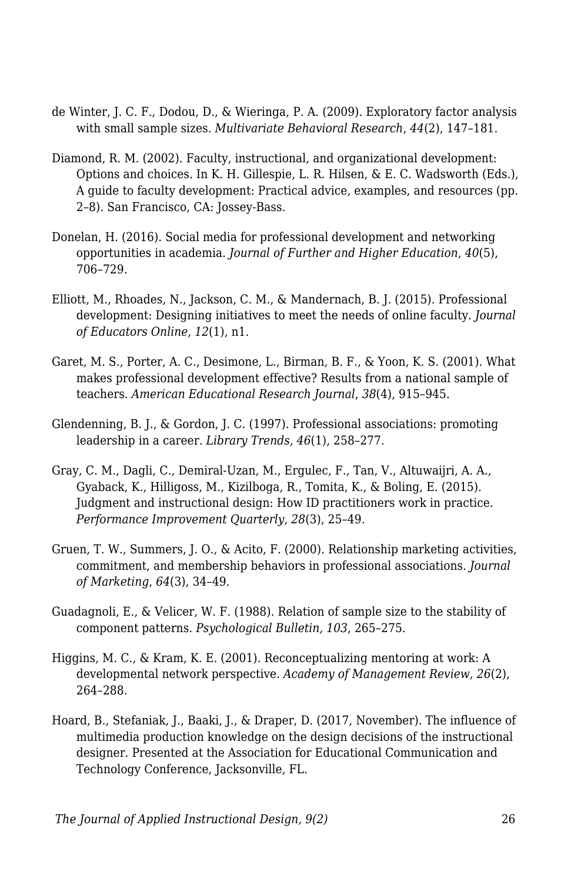de Winter, J. C. F., Dodou, D., & Wieringa, P. A. (2009). Exploratory factor analysis with small sample sizes. *Multivariate Behavioral Research*, *44*(2), 147–181.

Diamond, R. M. (2002). Faculty, instructional, and organizational development: Options and choices. In K. H. Gillespie, L. R. Hilsen, & E. C. Wadsworth (Eds.), A guide to faculty development: Practical advice, examples, and resources (pp. 2–8). San Francisco, CA: Jossey-Bass.

Donelan, H. (2016). Social media for professional development and networking opportunities in academia. *Journal of Further and Higher Education*, *40*(5), 706–729.

Elliott, M., Rhoades, N., Jackson, C. M., & Mandernach, B. J. (2015). Professional development: Designing initiatives to meet the needs of online faculty. *Journal of Educators Online*, *12*(1), n1.

Garet, M. S., Porter, A. C., Desimone, L., Birman, B. F., & Yoon, K. S. (2001). What makes professional development effective? Results from a national sample of teachers. *American Educational Research Journal*, *38*(4), 915–945.

Glendenning, B. J., & Gordon, J. C. (1997). Professional associations: promoting leadership in a career. *Library Trends, 46*(1), 258–277.

Gray, C. M., Dagli, C., Demiral-Uzan, M., Ergulec, F., Tan, V., Altuwaijri, A. A., Gyaback, K., Hilligoss, M., Kizilboga, R., Tomita, K., & Boling, E. (2015). Judgment and instructional design: How ID practitioners work in practice. *Performance Improvement Quarterly*, *28*(3), 25–49.

Gruen, T. W., Summers, J. O., & Acito, F. (2000). Relationship marketing activities, commitment, and membership behaviors in professional associations. *Journal of Marketing*, *64*(3), 34–49.

Guadagnoli, E., & Velicer, W. F. (1988). Relation of sample size to the stability of component patterns. *Psychological Bulletin, 103*, 265–275.

Higgins, M. C., & Kram, K. E. (2001). Reconceptualizing mentoring at work: A developmental network perspective. *Academy of Management Review*, *26*(2), 264–288.

Hoard, B., Stefaniak, J., Baaki, J., & Draper, D. (2017, November). The influence of multimedia production knowledge on the design decisions of the instructional designer. Presented at the Association for Educational Communication and Technology Conference, Jacksonville, FL.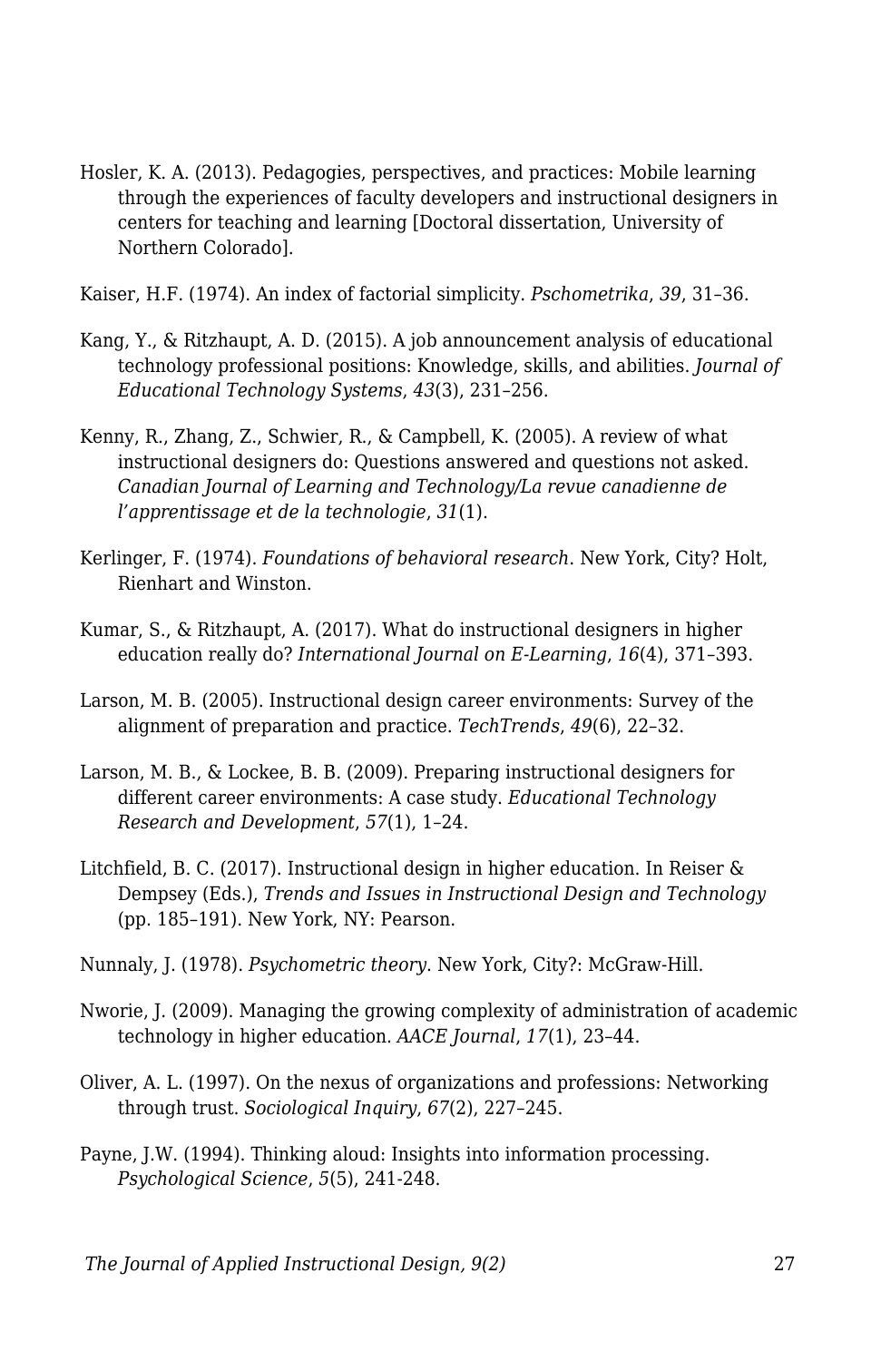Hosler, K. A. (2013). Pedagogies, perspectives, and practices: Mobile learning through the experiences of faculty developers and instructional designers in centers for teaching and learning [Doctoral dissertation, University of Northern Colorado].

Kaiser, H.F. (1974). An index of factorial simplicity. *Pschometrika*, *39*, 31–36.

Kang, Y., & Ritzhaupt, A. D. (2015). A job announcement analysis of educational technology professional positions: Knowledge, skills, and abilities. *Journal of Educational Technology Systems*, *43*(3), 231–256.

Kenny, R., Zhang, Z., Schwier, R., & Campbell, K. (2005). A review of what instructional designers do: Questions answered and questions not asked. *Canadian Journal of Learning and Technology/La revue canadienne de l'apprentissage et de la technologie*, *31*(1).

Kerlinger, F. (1974). *Foundations of behavioral research*. New York, City? Holt, Rienhart and Winston.

Kumar, S., & Ritzhaupt, A. (2017). What do instructional designers in higher education really do? *International Journal on E-Learning*, *16*(4), 371–393.

Larson, M. B. (2005). Instructional design career environments: Survey of the alignment of preparation and practice. *TechTrends*, *49*(6), 22–32.

Larson, M. B., & Lockee, B. B. (2009). Preparing instructional designers for different career environments: A case study. *Educational Technology Research and Development*, *57*(1), 1–24.

Litchfield, B. C. (2017). Instructional design in higher education. In Reiser & Dempsey (Eds.), *Trends and Issues in Instructional Design and Technology* (pp. 185–191). New York, NY: Pearson.

Nunnaly, J. (1978). *Psychometric theory*. New York, City?: McGraw-Hill.

Nworie, J. (2009). Managing the growing complexity of administration of academic technology in higher education. *AACE Journal*, *17*(1), 23–44.

Oliver, A. L. (1997). On the nexus of organizations and professions: Networking through trust. *Sociological Inquiry*, *67*(2), 227–245.

Payne, J.W. (1994). Thinking aloud: Insights into information processing. *Psychological Science*, *5*(5), 241-248.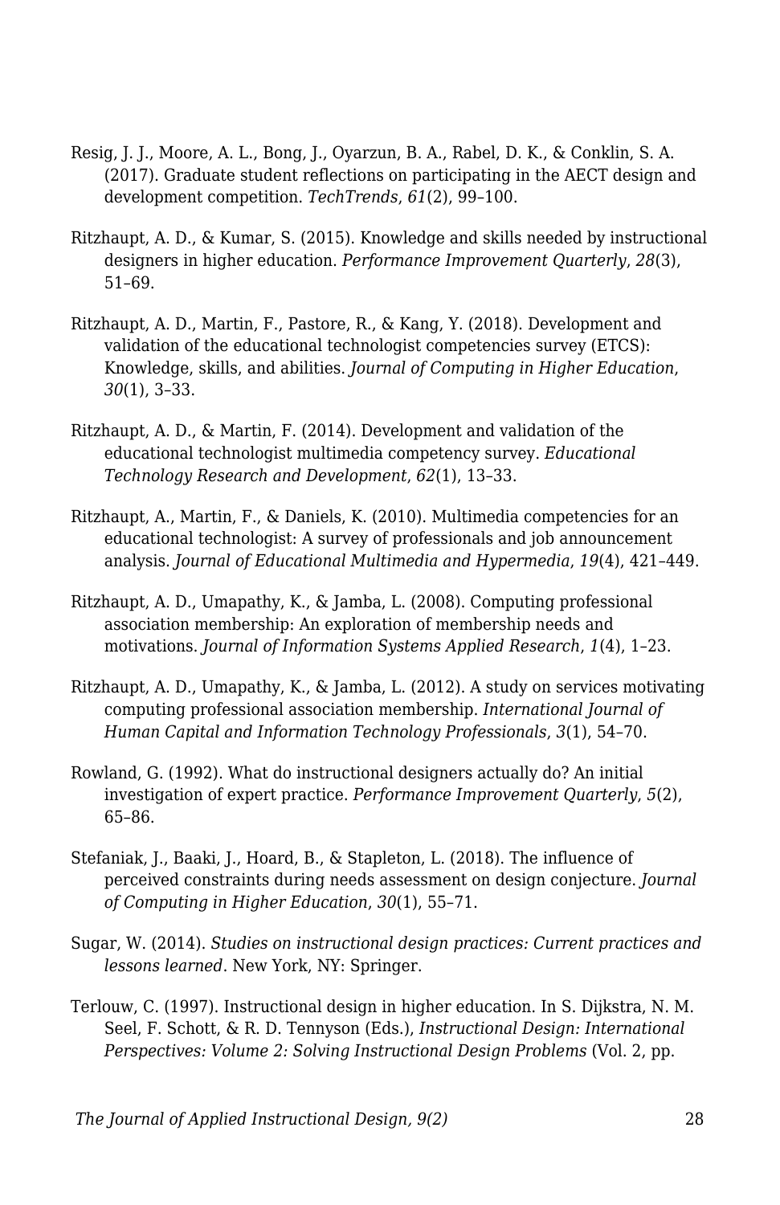Resig, J. J., Moore, A. L., Bong, J., Oyarzun, B. A., Rabel, D. K., & Conklin, S. A. (2017). Graduate student reflections on participating in the AECT design and development competition. *TechTrends*, *61*(2), 99–100.

Ritzhaupt, A. D., & Kumar, S. (2015). Knowledge and skills needed by instructional designers in higher education. *Performance Improvement Quarterly*, *28*(3), 51–69.

Ritzhaupt, A. D., Martin, F., Pastore, R., & Kang, Y. (2018). Development and validation of the educational technologist competencies survey (ETCS): Knowledge, skills, and abilities. *Journal of Computing in Higher Education*, *30*(1), 3–33.

Ritzhaupt, A. D., & Martin, F. (2014). Development and validation of the educational technologist multimedia competency survey. *Educational Technology Research and Development*, *62*(1), 13–33.

Ritzhaupt, A., Martin, F., & Daniels, K. (2010). Multimedia competencies for an educational technologist: A survey of professionals and job announcement analysis. *Journal of Educational Multimedia and Hypermedia*, *19*(4), 421–449.

Ritzhaupt, A. D., Umapathy, K., & Jamba, L. (2008). Computing professional association membership: An exploration of membership needs and motivations. *Journal of Information Systems Applied Research*, *1*(4), 1–23.

Ritzhaupt, A. D., Umapathy, K., & Jamba, L. (2012). A study on services motivating computing professional association membership. *International Journal of Human Capital and Information Technology Professionals*, *3*(1), 54–70.

Rowland, G. (1992). What do instructional designers actually do? An initial investigation of expert practice. *Performance Improvement Quarterly*, *5*(2), 65–86.

Stefaniak, J., Baaki, J., Hoard, B., & Stapleton, L. (2018). The influence of perceived constraints during needs assessment on design conjecture. *Journal of Computing in Higher Education*, *30*(1), 55–71.

Sugar, W. (2014). *Studies on instructional design practices: Current practices and lessons learned*. New York, NY: Springer.

Terlouw, C. (1997). Instructional design in higher education. In S. Dijkstra, N. M. Seel, F. Schott, & R. D. Tennyson (Eds.), *Instructional Design: International Perspectives: Volume 2: Solving Instructional Design Problems* (Vol. 2, pp.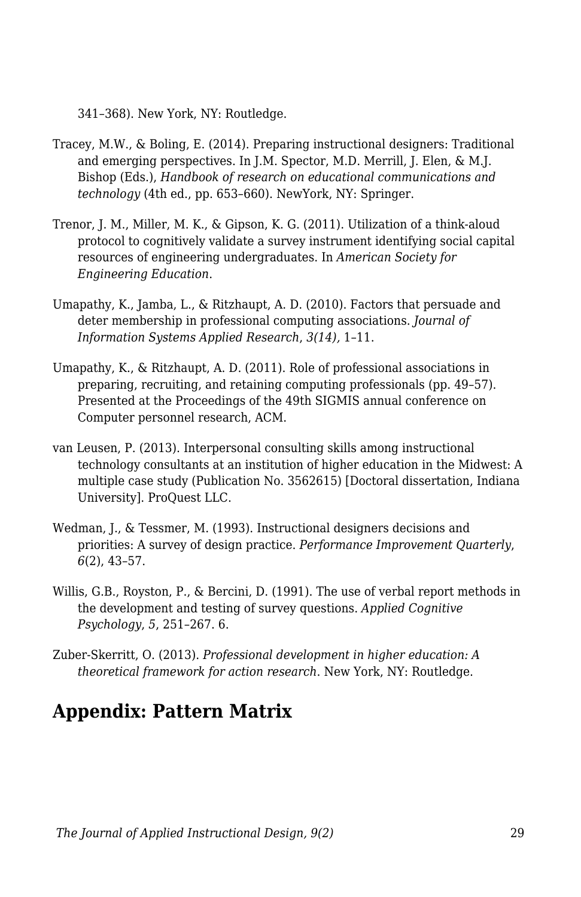341–368). New York, NY: Routledge.

Tracey, M.W., & Boling, E. (2014). Preparing instructional designers: Traditional and emerging perspectives. In J.M. Spector, M.D. Merrill, J. Elen, & M.J. Bishop (Eds.), *Handbook of research on educational communications and technology* (4th ed., pp. 653–660). NewYork, NY: Springer.

Trenor, J. M., Miller, M. K., & Gipson, K. G. (2011). Utilization of a think-aloud protocol to cognitively validate a survey instrument identifying social capital resources of engineering undergraduates. In *American Society for Engineering Education*.

Umapathy, K., Jamba, L., & Ritzhaupt, A. D. (2010). Factors that persuade and deter membership in professional computing associations. *Journal of Information Systems Applied Research*, *3(14),* 1–11.

Umapathy, K., & Ritzhaupt, A. D. (2011). Role of professional associations in preparing, recruiting, and retaining computing professionals (pp. 49–57). Presented at the Proceedings of the 49th SIGMIS annual conference on Computer personnel research, ACM.

van Leusen, P. (2013). Interpersonal consulting skills among instructional technology consultants at an institution of higher education in the Midwest: A multiple case study (Publication No. 3562615) [Doctoral dissertation, Indiana University]. ProQuest LLC.

Wedman, J., & Tessmer, M. (1993). Instructional designers decisions and priorities: A survey of design practice. *Performance Improvement Quarterly*, *6*(2), 43–57.

Willis, G.B., Royston, P., & Bercini, D. (1991). The use of verbal report methods in the development and testing of survey questions. *Applied Cognitive Psychology*, *5*, 251–267. 6.

Zuber-Skerritt, O. (2013). *Professional development in higher education: A theoretical framework for action research*. New York, NY: Routledge.

## Appendix: Pattern Matrix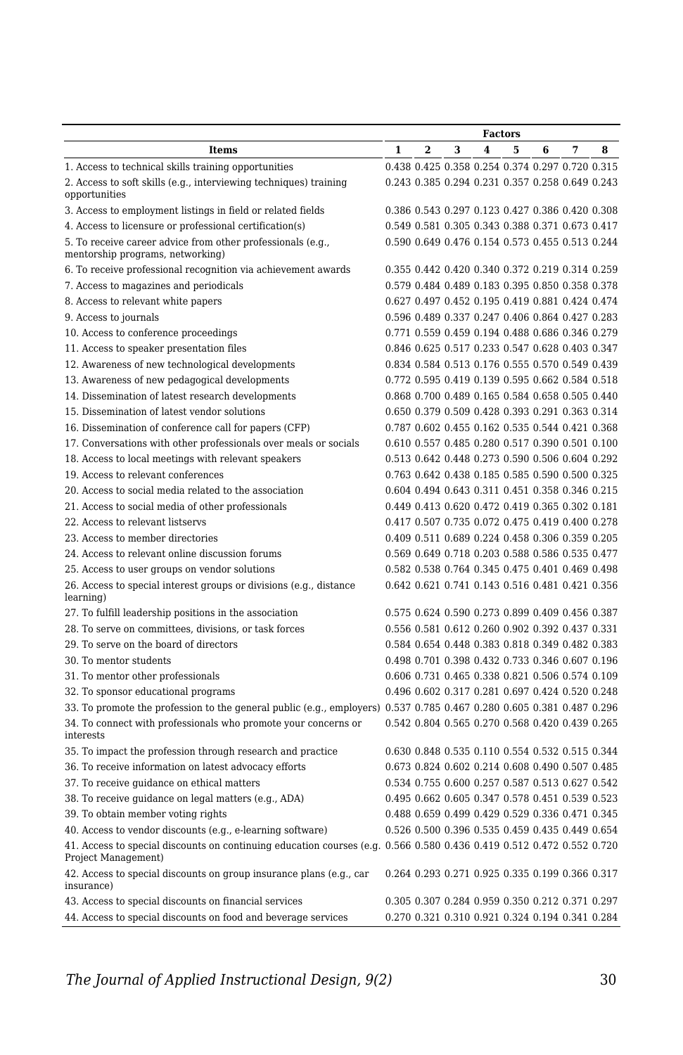| Items | Factors | | | | | | | |
|---|---|---|---|---|---|---|---|---|
| | 1 | 2 | 3 | 4 | 5 | 6 | 7 | 8 |
| 1. Access to technical skills training opportunities | 0.438 | 0.425 | 0.358 | 0.254 | 0.374 | 0.297 | 0.720 | 0.315 |
| 2. Access to soft skills (e.g., interviewing techniques) training opportunities | 0.243 | 0.385 | 0.294 | 0.231 | 0.357 | 0.258 | 0.649 | 0.243 |
| 3. Access to employment listings in field or related fields | 0.386 | 0.543 | 0.297 | 0.123 | 0.427 | 0.386 | 0.420 | 0.308 |
| 4. Access to licensure or professional certification(s) | 0.549 | 0.581 | 0.305 | 0.343 | 0.388 | 0.371 | 0.673 | 0.417 |
| 5. To receive career advice from other professionals (e.g., mentorship programs, networking) | 0.590 | 0.649 | 0.476 | 0.154 | 0.573 | 0.455 | 0.513 | 0.244 |
| 6. To receive professional recognition via achievement awards | 0.355 | 0.442 | 0.420 | 0.340 | 0.372 | 0.219 | 0.314 | 0.259 |
| 7. Access to magazines and periodicals | 0.579 | 0.484 | 0.489 | 0.183 | 0.395 | 0.850 | 0.358 | 0.378 |
| 8. Access to relevant white papers | 0.627 | 0.497 | 0.452 | 0.195 | 0.419 | 0.881 | 0.424 | 0.474 |
| 9. Access to journals | 0.596 | 0.489 | 0.337 | 0.247 | 0.406 | 0.864 | 0.427 | 0.283 |
| 10. Access to conference proceedings | 0.771 | 0.559 | 0.459 | 0.194 | 0.488 | 0.686 | 0.346 | 0.279 |
| 11. Access to speaker presentation files | 0.846 | 0.625 | 0.517 | 0.233 | 0.547 | 0.628 | 0.403 | 0.347 |
| 12. Awareness of new technological developments | 0.834 | 0.584 | 0.513 | 0.176 | 0.555 | 0.570 | 0.549 | 0.439 |
| 13. Awareness of new pedagogical developments | 0.772 | 0.595 | 0.419 | 0.139 | 0.595 | 0.662 | 0.584 | 0.518 |
| 14. Dissemination of latest research developments | 0.868 | 0.700 | 0.489 | 0.165 | 0.584 | 0.658 | 0.505 | 0.440 |
| 15. Dissemination of latest vendor solutions | 0.650 | 0.379 | 0.509 | 0.428 | 0.393 | 0.291 | 0.363 | 0.314 |
| 16. Dissemination of conference call for papers (CFP) | 0.787 | 0.602 | 0.455 | 0.162 | 0.535 | 0.544 | 0.421 | 0.368 |
| 17. Conversations with other professionals over meals or socials | 0.610 | 0.557 | 0.485 | 0.280 | 0.517 | 0.390 | 0.501 | 0.100 |
| 18. Access to local meetings with relevant speakers | 0.513 | 0.642 | 0.448 | 0.273 | 0.590 | 0.506 | 0.359 | 0.292 |
| 19. Access to relevant conferences | 0.763 | 0.642 | 0.438 | 0.185 | 0.585 | 0.590 | 0.500 | 0.325 |
| 20. Access to social media related to the association | 0.604 | 0.494 | 0.643 | 0.311 | 0.451 | 0.358 | 0.346 | 0.215 |
| 21. Access to social media of other professionals | 0.449 | 0.413 | 0.620 | 0.472 | 0.419 | 0.365 | 0.302 | 0.181 |
| 22. Access to relevant listservs | 0.417 | 0.507 | 0.735 | 0.072 | 0.475 | 0.419 | 0.400 | 0.278 |
| 23. Access to member directories | 0.409 | 0.511 | 0.689 | 0.224 | 0.458 | 0.306 | 0.359 | 0.205 |
| 24. Access to relevant online discussion forums | 0.569 | 0.649 | 0.718 | 0.203 | 0.588 | 0.586 | 0.535 | 0.477 |
| 25. Access to user groups on vendor solutions | 0.582 | 0.538 | 0.764 | 0.345 | 0.475 | 0.401 | 0.469 | 0.498 |
| 26. Access to special interest groups or divisions (e.g., distance learning) | 0.642 | 0.621 | 0.741 | 0.143 | 0.516 | 0.481 | 0.421 | 0.356 |
| 27. To fulfill leadership positions in the association | 0.575 | 0.624 | 0.590 | 0.273 | 0.899 | 0.409 | 0.456 | 0.387 |
| 28. To serve on committees, divisions, or task forces | 0.556 | 0.581 | 0.612 | 0.260 | 0.902 | 0.392 | 0.437 | 0.331 |
| 29. To serve on the board of directors | 0.584 | 0.654 | 0.448 | 0.383 | 0.818 | 0.349 | 0.482 | 0.383 |
| 30. To mentor students | 0.498 | 0.701 | 0.398 | 0.432 | 0.733 | 0.346 | 0.607 | 0.196 |
| 31. To mentor other professionals | 0.606 | 0.731 | 0.465 | 0.338 | 0.821 | 0.506 | 0.574 | 0.109 |
| 32. To sponsor educational programs | 0.496 | 0.602 | 0.317 | 0.281 | 0.697 | 0.424 | 0.520 | 0.248 |
| 33. To promote the profession to the general public (e.g., employers) | 0.537 | 0.785 | 0.467 | 0.280 | 0.605 | 0.381 | 0.487 | 0.296 |
| 34. To connect with professionals who promote your concerns or interests | 0.542 | 0.804 | 0.565 | 0.270 | 0.568 | 0.420 | 0.439 | 0.265 |
| 35. To impact the profession through research and practice | 0.630 | 0.848 | 0.535 | 0.110 | 0.554 | 0.532 | 0.515 | 0.344 |
| 36. To receive information on latest advocacy efforts | 0.673 | 0.824 | 0.602 | 0.214 | 0.608 | 0.490 | 0.507 | 0.485 |
| 37. To receive guidance on ethical matters | 0.534 | 0.755 | 0.600 | 0.257 | 0.587 | 0.513 | 0.627 | 0.542 |
| 38. To receive guidance on legal matters (e.g., ADA) | 0.495 | 0.662 | 0.605 | 0.347 | 0.578 | 0.451 | 0.539 | 0.523 |
| 39. To obtain member voting rights | 0.488 | 0.659 | 0.499 | 0.429 | 0.529 | 0.336 | 0.471 | 0.345 |
| 40. Access to vendor discounts (e.g., e-learning software) | 0.526 | 0.500 | 0.396 | 0.535 | 0.459 | 0.435 | 0.449 | 0.654 |
| 41. Access to special discounts on continuing education courses (e.g. Project Management) | 0.566 | 0.580 | 0.436 | 0.419 | 0.512 | 0.472 | 0.552 | 0.720 |
| 42. Access to special discounts on group insurance plans (e.g., car insurance) | 0.264 | 0.293 | 0.271 | 0.925 | 0.335 | 0.199 | 0.366 | 0.317 |
| 43. Access to special discounts on financial services | 0.305 | 0.307 | 0.284 | 0.959 | 0.350 | 0.212 | 0.371 | 0.297 |
| 44. Access to special discounts on food and beverage services | 0.270 | 0.321 | 0.310 | 0.921 | 0.324 | 0.194 | 0.341 | 0.284 |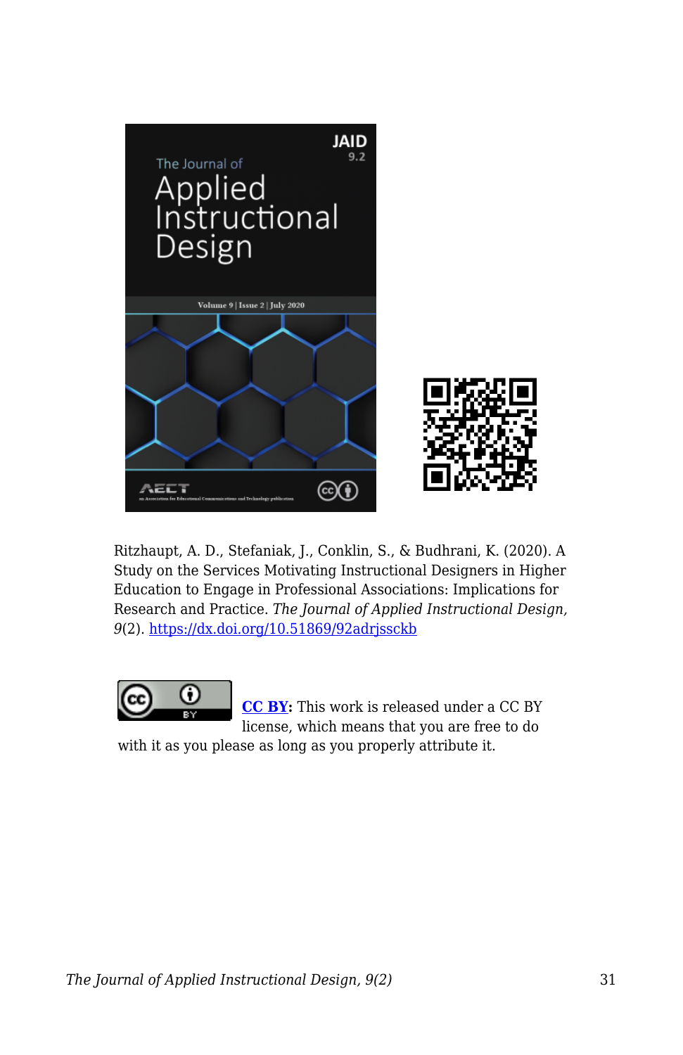Ritzhaupt, A. D., Stefaniak, J., Conklin, S., & Budhrani, K. (2020). A Study on the Services Motivating Instructional Designers in Higher Education to Engage in Professional Associations: Implications for Research and Practice. *The Journal of Applied Instructional Design, 9*(2). [https://dx.doi.org/10.51869/92adrjssckb](https://dx.doi.org/10.51869/92adrjssckb)

**CC BY:** This work is released under a CC BY license, which means that you are free to do with it as you please as long as you properly attribute it.